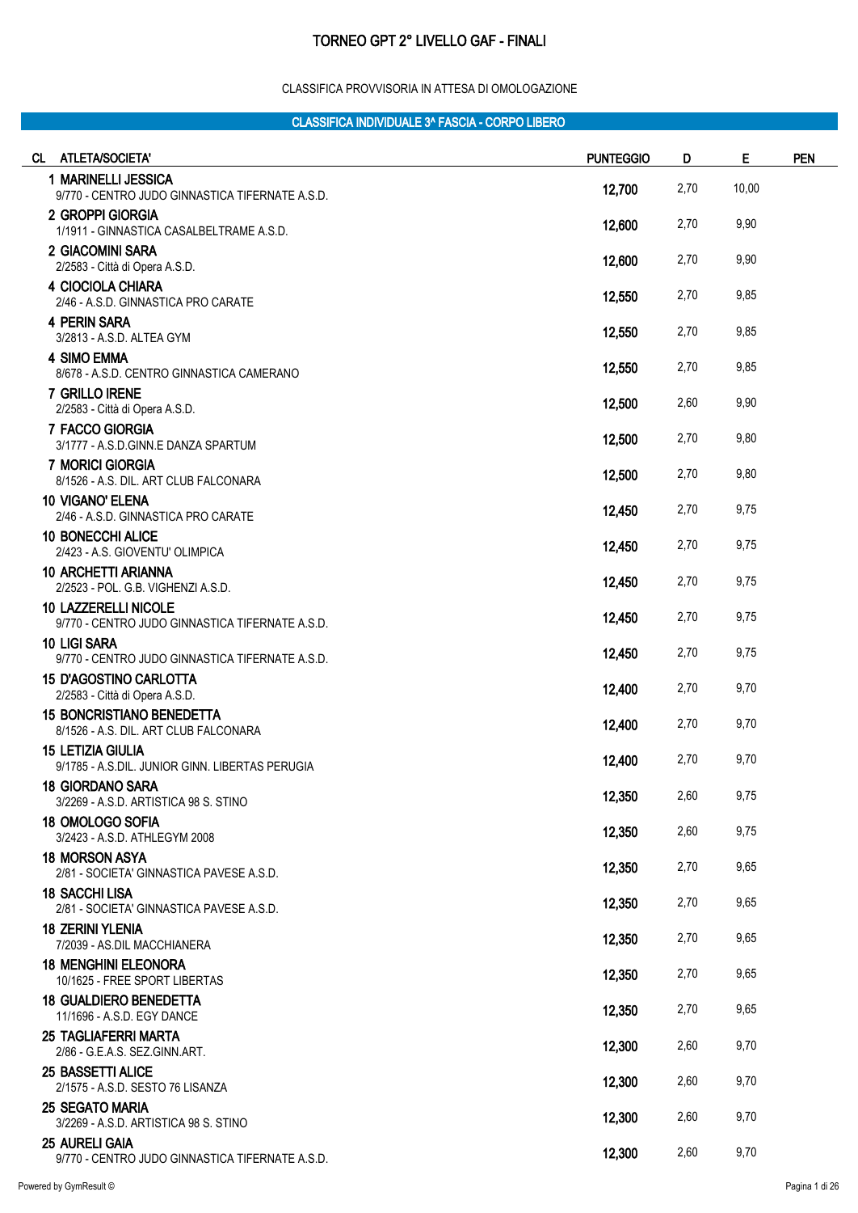# TORNEO GPT 2° LIVELLO GAF - FINALI

CLASSIFICA PROVVISORIA IN ATTESA DI OMOLOGAZIONE

## CLASSIFICA INDIVIDUALE 3^ FASCIA - CORPO LIBERO

| CL | ATLETA/SOCIETA' | PUNTEGGIO | D | E | PEN |
|---|---|---|---|---|---|
| 1 | **MARINELLI JESSICA**<br>9/770 - CENTRO JUDO GINNASTICA TIFERNATE A.S.D. | **12,700** | 2,70 | 10,00 | |
| 2 | **GROPPI GIORGIA**<br>1/1911 - GINNASTICA CASALBELTRAME A.S.D. | **12,600** | 2,70 | 9,90 | |
| 2 | **GIACOMINI SARA**<br>2/2583 - Città di Opera A.S.D. | **12,600** | 2,70 | 9,90 | |
| 4 | **CIOCIOLA CHIARA**<br>2/46 - A.S.D. GINNASTICA PRO CARATE | **12,550** | 2,70 | 9,85 | |
| 4 | **PERIN SARA**<br>3/2813 - A.S.D. ALTEA GYM | **12,550** | 2,70 | 9,85 | |
| 4 | **SIMO EMMA**<br>8/678 - A.S.D. CENTRO GINNASTICA CAMERANO | **12,550** | 2,70 | 9,85 | |
| 7 | **GRILLO IRENE**<br>2/2583 - Città di Opera A.S.D. | **12,500** | 2,60 | 9,90 | |
| 7 | **FACCO GIORGIA**<br>3/1777 - A.S.D.GINN.E DANZA SPARTUM | **12,500** | 2,70 | 9,80 | |
| 7 | **MORICI GIORGIA**<br>8/1526 - A.S. DIL. ART CLUB FALCONARA | **12,500** | 2,70 | 9,80 | |
| 10 | **VIGANO' ELENA**<br>2/46 - A.S.D. GINNASTICA PRO CARATE | **12,450** | 2,70 | 9,75 | |
| 10 | **BONECCHI ALICE**<br>2/423 - A.S. GIOVENTU' OLIMPICA | **12,450** | 2,70 | 9,75 | |
| 10 | **ARCHETTI ARIANNA**<br>2/2523 - POL. G.B. VIGHENZI A.S.D. | **12,450** | 2,70 | 9,75 | |
| 10 | **LAZZERELLI NICOLE**<br>9/770 - CENTRO JUDO GINNASTICA TIFERNATE A.S.D. | **12,450** | 2,70 | 9,75 | |
| 10 | **LIGI SARA**<br>9/770 - CENTRO JUDO GINNASTICA TIFERNATE A.S.D. | **12,450** | 2,70 | 9,75 | |
| 15 | **D'AGOSTINO CARLOTTA**<br>2/2583 - Città di Opera A.S.D. | **12,400** | 2,70 | 9,70 | |
| 15 | **BONCRISTIANO BENEDETTA**<br>8/1526 - A.S. DIL. ART CLUB FALCONARA | **12,400** | 2,70 | 9,70 | |
| 15 | **LETIZIA GIULIA**<br>9/1785 - A.S.DIL. JUNIOR GINN. LIBERTAS PERUGIA | **12,400** | 2,70 | 9,70 | |
| 18 | **GIORDANO SARA**<br>3/2269 - A.S.D. ARTISTICA 98 S. STINO | **12,350** | 2,60 | 9,75 | |
| 18 | **OMOLOGO SOFIA**<br>3/2423 - A.S.D. ATHLEGYM 2008 | **12,350** | 2,60 | 9,75 | |
| 18 | **MORSON ASYA**<br>2/81 - SOCIETA' GINNASTICA PAVESE A.S.D. | **12,350** | 2,70 | 9,65 | |
| 18 | **SACCHI LISA**<br>2/81 - SOCIETA' GINNASTICA PAVESE A.S.D. | **12,350** | 2,70 | 9,65 | |
| 18 | **ZERINI YLENIA**<br>7/2039 - AS.DIL MACCHIANERA | **12,350** | 2,70 | 9,65 | |
| 18 | **MENGHINI ELEONORA**<br>10/1625 - FREE SPORT LIBERTAS | **12,350** | 2,70 | 9,65 | |
| 18 | **GUALDIERO BENEDETTA**<br>11/1696 - A.S.D. EGY DANCE | **12,350** | 2,70 | 9,65 | |
| 25 | **TAGLIAFERRI MARTA**<br>2/86 - G.E.A.S. SEZ.GINN.ART. | **12,300** | 2,60 | 9,70 | |
| 25 | **BASSETTI ALICE**<br>2/1575 - A.S.D. SESTO 76 LISANZA | **12,300** | 2,60 | 9,70 | |
| 25 | **SEGATO MARIA**<br>3/2269 - A.S.D. ARTISTICA 98 S. STINO | **12,300** | 2,60 | 9,70 | |
| 25 | **AURELI GAIA**<br>9/770 - CENTRO JUDO GINNASTICA TIFERNATE A.S.D. | **12,300** | 2,60 | 9,70 | |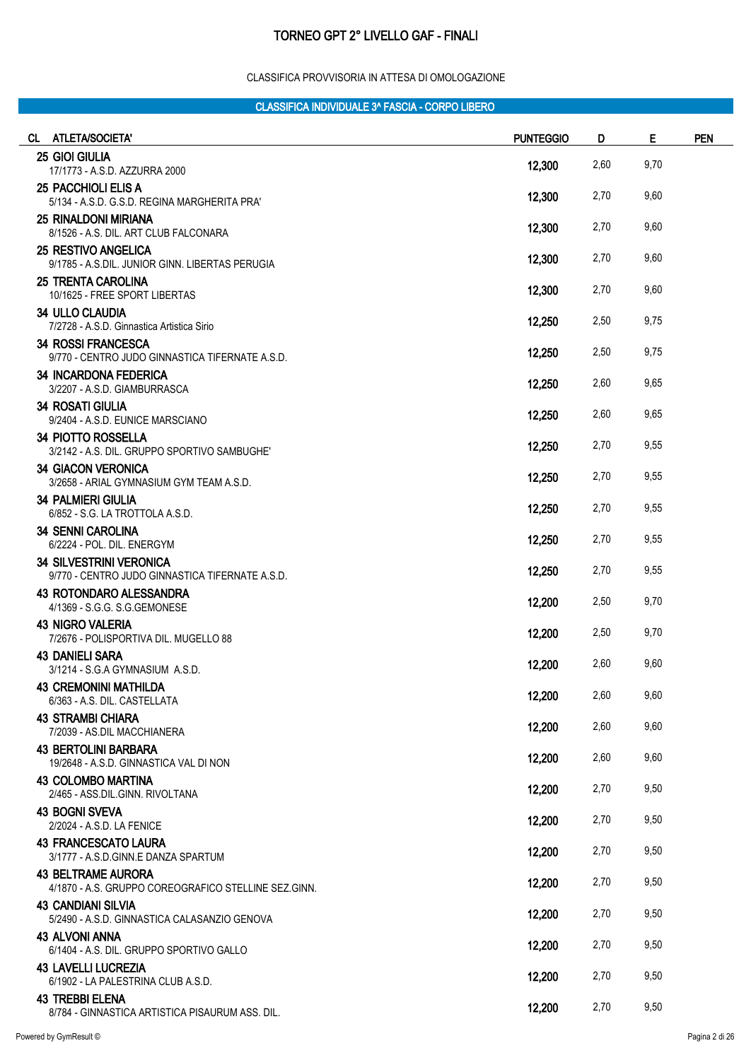# TORNEO GPT 2° LIVELLO GAF - FINALI

CLASSIFICA PROVVISORIA IN ATTESA DI OMOLOGAZIONE

## CLASSIFICA INDIVIDUALE 3^ FASCIA - CORPO LIBERO

| CL | ATLETA/SOCIETA' | PUNTEGGIO | D | E | PEN |
|---|---|---|---|---|---|
| 25 | **GIOI GIULIA**<br>17/1773 - A.S.D. AZZURRA 2000 | 12,300 | 2,60 | 9,70 | |
| 25 | **PACCHIOLI ELIS A**<br>5/134 - A.S.D. G.S.D. REGINA MARGHERITA PRA' | 12,300 | 2,70 | 9,60 | |
| 25 | **RINALDONI MIRIANA**<br>8/1526 - A.S. DIL. ART CLUB FALCONARA | 12,300 | 2,70 | 9,60 | |
| 25 | **RESTIVO ANGELICA**<br>9/1785 - A.S.DIL. JUNIOR GINN. LIBERTAS PERUGIA | 12,300 | 2,70 | 9,60 | |
| 25 | **TRENTA CAROLINA**<br>10/1625 - FREE SPORT LIBERTAS | 12,300 | 2,70 | 9,60 | |
| 34 | **ULLO CLAUDIA**<br>7/2728 - A.S.D. Ginnastica Artistica Sirio | 12,250 | 2,50 | 9,75 | |
| 34 | **ROSSI FRANCESCA**<br>9/770 - CENTRO JUDO GINNASTICA TIFERNATE A.S.D. | 12,250 | 2,50 | 9,75 | |
| 34 | **INCARDONA FEDERICA**<br>3/2207 - A.S.D. GIAMBURRASCA | 12,250 | 2,60 | 9,65 | |
| 34 | **ROSATI GIULIA**<br>9/2404 - A.S.D. EUNICE MARSCIANO | 12,250 | 2,60 | 9,65 | |
| 34 | **PIOTTO ROSSELLA**<br>3/2142 - A.S. DIL. GRUPPO SPORTIVO SAMBUGHE' | 12,250 | 2,70 | 9,55 | |
| 34 | **GIACON VERONICA**<br>3/2658 - ARIAL GYMNASIUM GYM TEAM A.S.D. | 12,250 | 2,70 | 9,55 | |
| 34 | **PALMIERI GIULIA**<br>6/852 - S.G. LA TROTTOLA A.S.D. | 12,250 | 2,70 | 9,55 | |
| 34 | **SENNI CAROLINA**<br>6/2224 - POL. DIL. ENERGYM | 12,250 | 2,70 | 9,55 | |
| 34 | **SILVESTRINI VERONICA**<br>9/770 - CENTRO JUDO GINNASTICA TIFERNATE A.S.D. | 12,250 | 2,70 | 9,55 | |
| 43 | **ROTONDARO ALESSANDRA**<br>4/1369 - S.G.G. S.G.GEMONESE | 12,200 | 2,50 | 9,70 | |
| 43 | **NIGRO VALERIA**<br>7/2676 - POLISPORTIVA DIL. MUGELLO 88 | 12,200 | 2,50 | 9,70 | |
| 43 | **DANIELI SARA**<br>3/1214 - S.G.A GYMNASIUM A.S.D. | 12,200 | 2,60 | 9,60 | |
| 43 | **CREMONINI MATHILDA**<br>6/363 - A.S. DIL. CASTELLATA | 12,200 | 2,60 | 9,60 | |
| 43 | **STRAMBI CHIARA**<br>7/2039 - AS.DIL MACCHIANERA | 12,200 | 2,60 | 9,60 | |
| 43 | **BERTOLINI BARBARA**<br>19/2648 - A.S.D. GINNASTICA VAL DI NON | 12,200 | 2,60 | 9,60 | |
| 43 | **COLOMBO MARTINA**<br>2/465 - ASS.DIL.GINN. RIVOLTANA | 12,200 | 2,70 | 9,50 | |
| 43 | **BOGNI SVEVA**<br>2/2024 - A.S.D. LA FENICE | 12,200 | 2,70 | 9,50 | |
| 43 | **FRANCESCATO LAURA**<br>3/1777 - A.S.D.GINN.E DANZA SPARTUM | 12,200 | 2,70 | 9,50 | |
| 43 | **BELTRAME AURORA**<br>4/1870 - A.S. GRUPPO COREOGRAFICO STELLINE SEZ.GINN. | 12,200 | 2,70 | 9,50 | |
| 43 | **CANDIANI SILVIA**<br>5/2490 - A.S.D. GINNASTICA CALASANZIO GENOVA | 12,200 | 2,70 | 9,50 | |
| 43 | **ALVONI ANNA**<br>6/1404 - A.S. DIL. GRUPPO SPORTIVO GALLO | 12,200 | 2,70 | 9,50 | |
| 43 | **LAVELLI LUCREZIA**<br>6/1902 - LA PALESTRINA CLUB A.S.D. | 12,200 | 2,70 | 9,50 | |
| 43 | **TREBBI ELENA**<br>8/784 - GINNASTICA ARTISTICA PISAURUM ASS. DIL. | 12,200 | 2,70 | 9,50 | |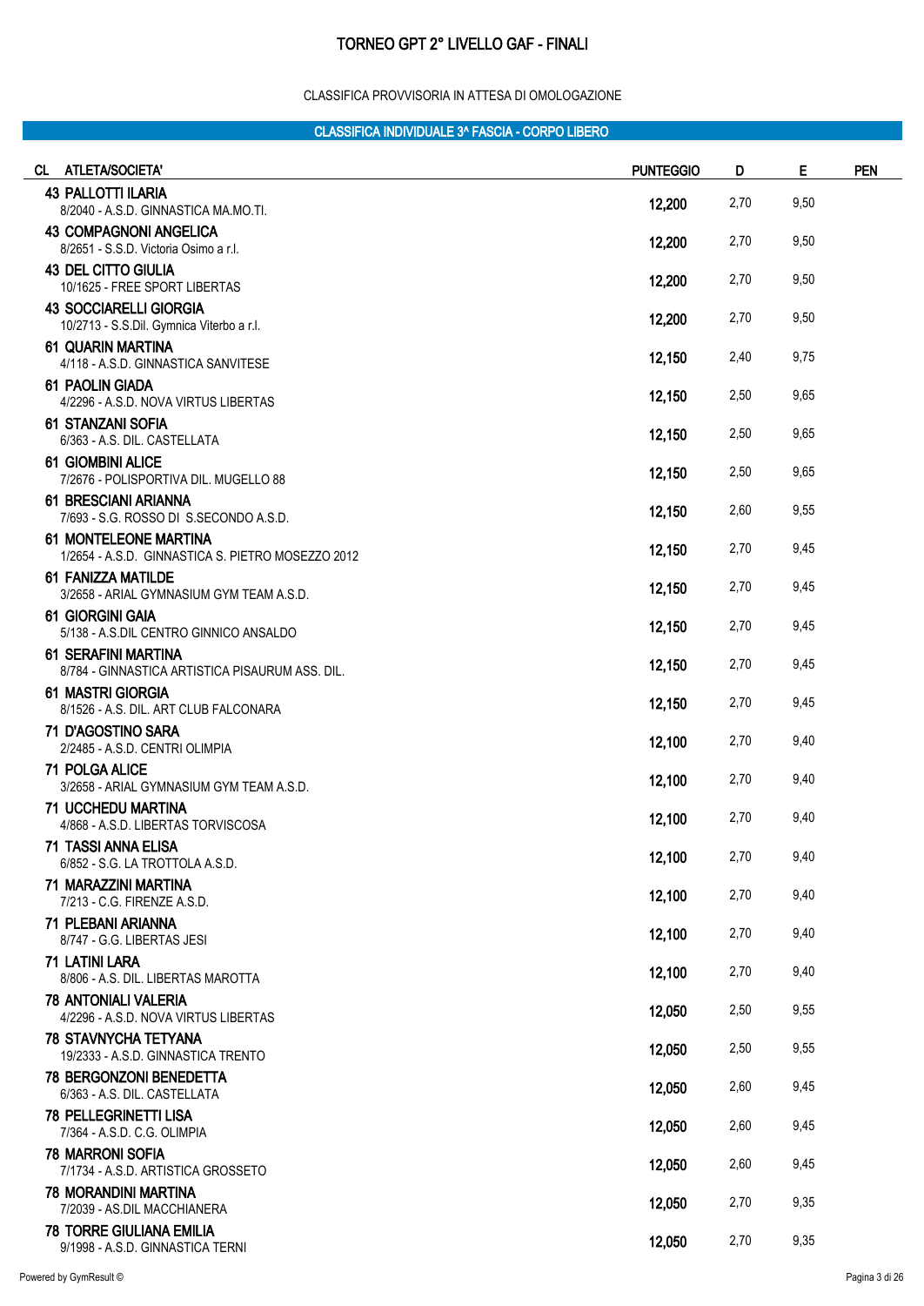# TORNEO GPT 2° LIVELLO GAF - FINALI

CLASSIFICA PROVVISORIA IN ATTESA DI OMOLOGAZIONE

## CLASSIFICA INDIVIDUALE 3^ FASCIA - CORPO LIBERO

| CL | ATLETA/SOCIETA' | PUNTEGGIO | D | E | PEN |
|---|---|---|---|---|---|
| 43 | **PALLOTTI ILARIA**<br>8/2040 - A.S.D. GINNASTICA MA.MO.TI. | 12,200 | 2,70 | 9,50 | |
| 43 | **COMPAGNONI ANGELICA**<br>8/2651 - S.S.D. Victoria Osimo a r.l. | 12,200 | 2,70 | 9,50 | |
| 43 | **DEL CITTO GIULIA**<br>10/1625 - FREE SPORT LIBERTAS | 12,200 | 2,70 | 9,50 | |
| 43 | **SOCCIARELLI GIORGIA**<br>10/2713 - S.S.Dil. Gymnica Viterbo a r.l. | 12,200 | 2,70 | 9,50 | |
| 61 | **QUARIN MARTINA**<br>4/118 - A.S.D. GINNASTICA SANVITESE | 12,150 | 2,40 | 9,75 | |
| 61 | **PAOLIN GIADA**<br>4/2296 - A.S.D. NOVA VIRTUS LIBERTAS | 12,150 | 2,50 | 9,65 | |
| 61 | **STANZANI SOFIA**<br>6/363 - A.S. DIL. CASTELLATA | 12,150 | 2,50 | 9,65 | |
| 61 | **GIOMBINI ALICE**<br>7/2676 - POLISPORTIVA DIL. MUGELLO 88 | 12,150 | 2,50 | 9,65 | |
| 61 | **BRESCIANI ARIANNA**<br>7/693 - S.G. ROSSO DI S.SECONDO A.S.D. | 12,150 | 2,60 | 9,55 | |
| 61 | **MONTELEONE MARTINA**<br>1/2654 - A.S.D. GINNASTICA S. PIETRO MOSEZZO 2012 | 12,150 | 2,70 | 9,45 | |
| 61 | **FANIZZA MATILDE**<br>3/2658 - ARIAL GYMNASIUM GYM TEAM A.S.D. | 12,150 | 2,70 | 9,45 | |
| 61 | **GIORGINI GAIA**<br>5/138 - A.S.DIL CENTRO GINNICO ANSALDO | 12,150 | 2,70 | 9,45 | |
| 61 | **SERAFINI MARTINA**<br>8/784 - GINNASTICA ARTISTICA PISAURUM ASS. DIL. | 12,150 | 2,70 | 9,45 | |
| 61 | **MASTRI GIORGIA**<br>8/1526 - A.S. DIL. ART CLUB FALCONARA | 12,150 | 2,70 | 9,45 | |
| 71 | **D'AGOSTINO SARA**<br>2/2485 - A.S.D. CENTRI OLIMPIA | 12,100 | 2,70 | 9,40 | |
| 71 | **POLGA ALICE**<br>3/2658 - ARIAL GYMNASIUM GYM TEAM A.S.D. | 12,100 | 2,70 | 9,40 | |
| 71 | **UCCHEDU MARTINA**<br>4/868 - A.S.D. LIBERTAS TORVISCOSA | 12,100 | 2,70 | 9,40 | |
| 71 | **TASSI ANNA ELISA**<br>6/852 - S.G. LA TROTTOLA A.S.D. | 12,100 | 2,70 | 9,40 | |
| 71 | **MARAZZINI MARTINA**<br>7/213 - C.G. FIRENZE A.S.D. | 12,100 | 2,70 | 9,40 | |
| 71 | **PLEBANI ARIANNA**<br>8/747 - G.G. LIBERTAS JESI | 12,100 | 2,70 | 9,40 | |
| 71 | **LATINI LARA**<br>8/806 - A.S. DIL. LIBERTAS MAROTTA | 12,100 | 2,70 | 9,40 | |
| 78 | **ANTONIALI VALERIA**<br>4/2296 - A.S.D. NOVA VIRTUS LIBERTAS | 12,050 | 2,50 | 9,55 | |
| 78 | **STAVNYCHA TETYANA**<br>19/2333 - A.S.D. GINNASTICA TRENTO | 12,050 | 2,50 | 9,55 | |
| 78 | **BERGONZONI BENEDETTA**<br>6/363 - A.S. DIL. CASTELLATA | 12,050 | 2,60 | 9,45 | |
| 78 | **PELLEGRINETTI LISA**<br>7/364 - A.S.D. C.G. OLIMPIA | 12,050 | 2,60 | 9,45 | |
| 78 | **MARRONI SOFIA**<br>7/1734 - A.S.D. ARTISTICA GROSSETO | 12,050 | 2,60 | 9,45 | |
| 78 | **MORANDINI MARTINA**<br>7/2039 - AS.DIL MACCHIANERA | 12,050 | 2,70 | 9,35 | |
| 78 | **TORRE GIULIANA EMILIA**<br>9/1998 - A.S.D. GINNASTICA TERNI | 12,050 | 2,70 | 9,35 | |

Powered by GymResult ©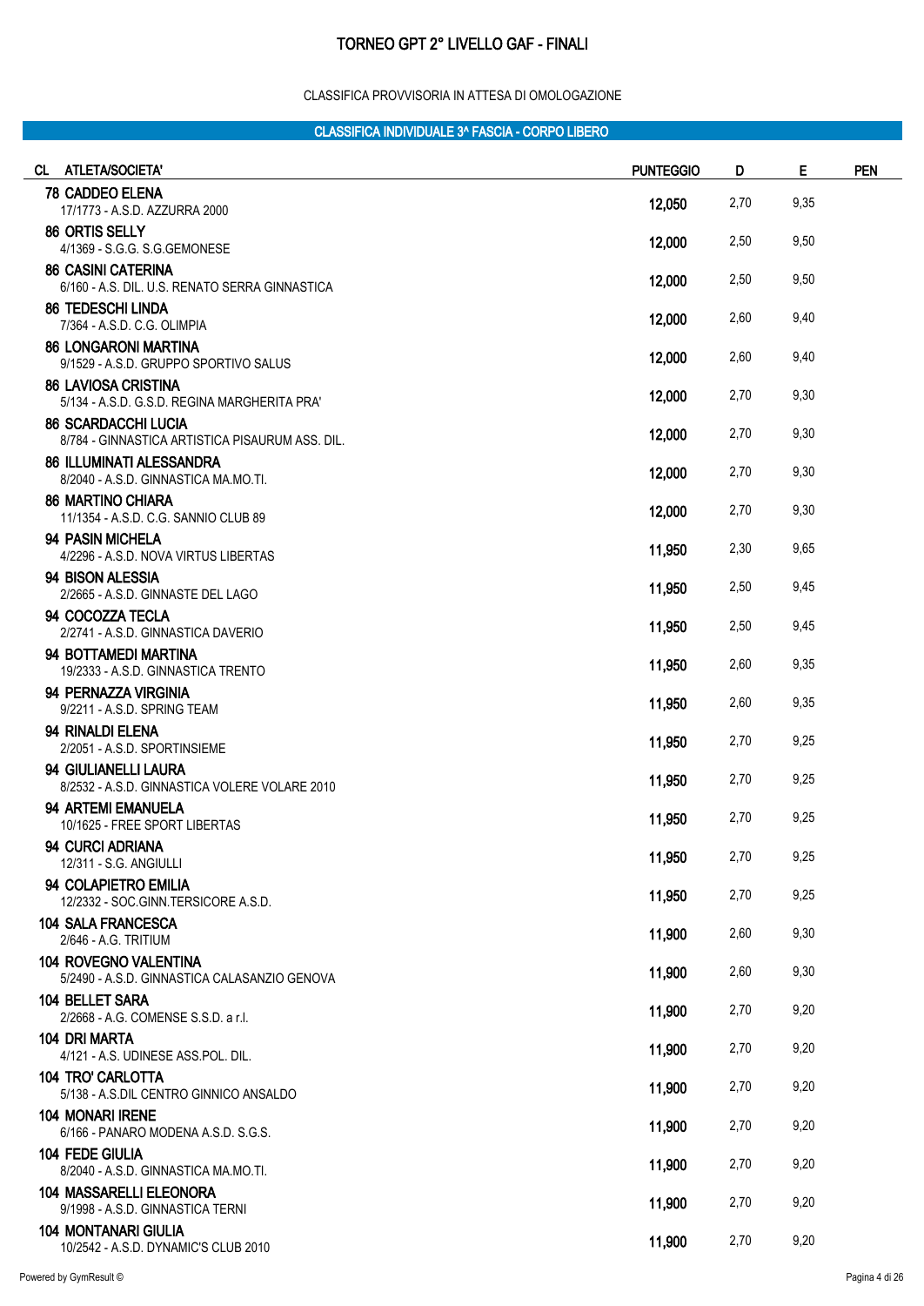# TORNEO GPT 2° LIVELLO GAF - FINALI

CLASSIFICA PROVVISORIA IN ATTESA DI OMOLOGAZIONE

## CLASSIFICA INDIVIDUALE 3^ FASCIA - CORPO LIBERO

| CL | ATLETA/SOCIETA' | PUNTEGGIO | D | E | PEN |
|---|---|---|---|---|---|
| 78 | **CADDEO ELENA**<br>17/1773 - A.S.D. AZZURRA 2000 | 12,050 | 2,70 | 9,35 | |
| 86 | **ORTIS SELLY**<br>4/1369 - S.G.G. S.G.GEMONESE | 12,000 | 2,50 | 9,50 | |
| 86 | **CASINI CATERINA**<br>6/160 - A.S. DIL. U.S. RENATO SERRA GINNASTICA | 12,000 | 2,50 | 9,50 | |
| 86 | **TEDESCHI LINDA**<br>7/364 - A.S.D. C.G. OLIMPIA | 12,000 | 2,60 | 9,40 | |
| 86 | **LONGARONI MARTINA**<br>9/1529 - A.S.D. GRUPPO SPORTIVO SALUS | 12,000 | 2,60 | 9,40 | |
| 86 | **LAVIOSA CRISTINA**<br>5/134 - A.S.D. G.S.D. REGINA MARGHERITA PRA' | 12,000 | 2,70 | 9,30 | |
| 86 | **SCARDACCHI LUCIA**<br>8/784 - GINNASTICA ARTISTICA PISAURUM ASS. DIL. | 12,000 | 2,70 | 9,30 | |
| 86 | **ILLUMINATI ALESSANDRA**<br>8/2040 - A.S.D. GINNASTICA MA.MO.TI. | 12,000 | 2,70 | 9,30 | |
| 86 | **MARTINO CHIARA**<br>11/1354 - A.S.D. C.G. SANNIO CLUB 89 | 12,000 | 2,70 | 9,30 | |
| 94 | **PASIN MICHELA**<br>4/2296 - A.S.D. NOVA VIRTUS LIBERTAS | 11,950 | 2,30 | 9,65 | |
| 94 | **BISON ALESSIA**<br>2/2665 - A.S.D. GINNASTE DEL LAGO | 11,950 | 2,50 | 9,45 | |
| 94 | **COCOZZA TECLA**<br>2/2741 - A.S.D. GINNASTICA DAVERIO | 11,950 | 2,50 | 9,45 | |
| 94 | **BOTTAMEDI MARTINA**<br>19/2333 - A.S.D. GINNASTICA TRENTO | 11,950 | 2,60 | 9,35 | |
| 94 | **PERNAZZA VIRGINIA**<br>9/2211 - A.S.D. SPRING TEAM | 11,950 | 2,60 | 9,35 | |
| 94 | **RINALDI ELENA**<br>2/2051 - A.S.D. SPORTINSIEME | 11,950 | 2,70 | 9,25 | |
| 94 | **GIULIANELLI LAURA**<br>8/2532 - A.S.D. GINNASTICA VOLERE VOLARE 2010 | 11,950 | 2,70 | 9,25 | |
| 94 | **ARTEMI EMANUELA**<br>10/1625 - FREE SPORT LIBERTAS | 11,950 | 2,70 | 9,25 | |
| 94 | **CURCI ADRIANA**<br>12/311 - S.G. ANGIULLI | 11,950 | 2,70 | 9,25 | |
| 94 | **COLAPIETRO EMILIA**<br>12/2332 - SOC.GINN.TERSICORE A.S.D. | 11,950 | 2,70 | 9,25 | |
| 104 | **SALA FRANCESCA**<br>2/646 - A.G. TRITIUM | 11,900 | 2,60 | 9,30 | |
| 104 | **ROVEGNO VALENTINA**<br>5/2490 - A.S.D. GINNASTICA CALASANZIO GENOVA | 11,900 | 2,60 | 9,30 | |
| 104 | **BELLET SARA**<br>2/2668 - A.G. COMENSE S.S.D. a r.l. | 11,900 | 2,70 | 9,20 | |
| 104 | **DRI MARTA**<br>4/121 - A.S. UDINESE ASS.POL. DIL. | 11,900 | 2,70 | 9,20 | |
| 104 | **TRO' CARLOTTA**<br>5/138 - A.S.DIL CENTRO GINNICO ANSALDO | 11,900 | 2,70 | 9,20 | |
| 104 | **MONARI IRENE**<br>6/166 - PANARO MODENA A.S.D. S.G.S. | 11,900 | 2,70 | 9,20 | |
| 104 | **FEDE GIULIA**<br>8/2040 - A.S.D. GINNASTICA MA.MO.TI. | 11,900 | 2,70 | 9,20 | |
| 104 | **MASSARELLI ELEONORA**<br>9/1998 - A.S.D. GINNASTICA TERNI | 11,900 | 2,70 | 9,20 | |
| 104 | **MONTANARI GIULIA**<br>10/2542 - A.S.D. DYNAMIC'S CLUB 2010 | 11,900 | 2,70 | 9,20 | |

Powered by GymResult ©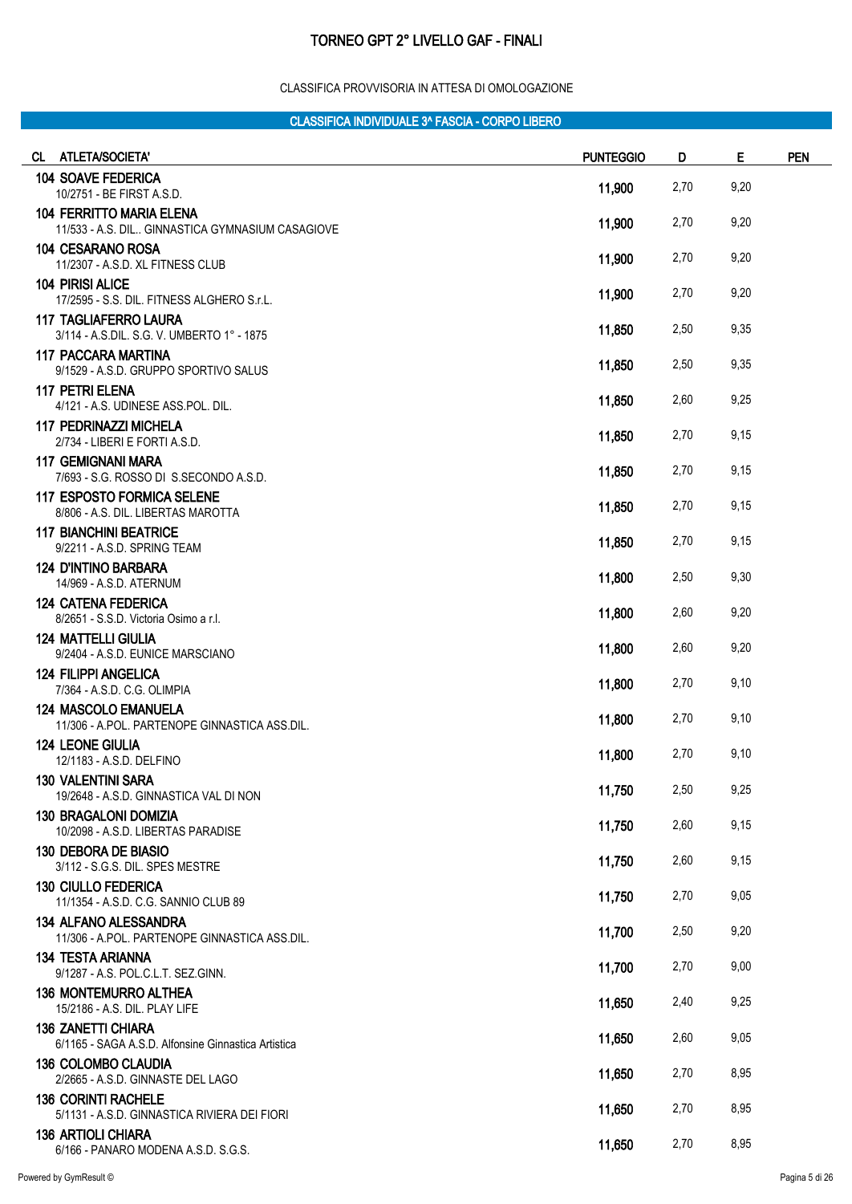# TORNEO GPT 2° LIVELLO GAF - FINALI

CLASSIFICA PROVVISORIA IN ATTESA DI OMOLOGAZIONE

## CLASSIFICA INDIVIDUALE 3^ FASCIA - CORPO LIBERO

| CL | ATLETA/SOCIETA' | PUNTEGGIO | D | E | PEN |
|---|---|---|---|---|---|
| 104 | **SOAVE FEDERICA**<br>10/2751 - BE FIRST A.S.D. | 11,900 | 2,70 | 9,20 | |
| 104 | **FERRITTO MARIA ELENA**<br>11/533 - A.S. DIL.. GINNASTICA GYMNASIUM CASAGIOVE | 11,900 | 2,70 | 9,20 | |
| 104 | **CESARANO ROSA**<br>11/2307 - A.S.D. XL FITNESS CLUB | 11,900 | 2,70 | 9,20 | |
| 104 | **PIRISI ALICE**<br>17/2595 - S.S. DIL. FITNESS ALGHERO S.r.L. | 11,900 | 2,70 | 9,20 | |
| 117 | **TAGLIAFERRO LAURA**<br>3/114 - A.S.DIL. S.G. V. UMBERTO 1° - 1875 | 11,850 | 2,50 | 9,35 | |
| 117 | **PACCARA MARTINA**<br>9/1529 - A.S.D. GRUPPO SPORTIVO SALUS | 11,850 | 2,50 | 9,35 | |
| 117 | **PETRI ELENA**<br>4/121 - A.S. UDINESE ASS.POL. DIL. | 11,850 | 2,60 | 9,25 | |
| 117 | **PEDRINAZZI MICHELA**<br>2/734 - LIBERI E FORTI A.S.D. | 11,850 | 2,70 | 9,15 | |
| 117 | **GEMIGNANI MARA**<br>7/693 - S.G. ROSSO DI S.SECONDO A.S.D. | 11,850 | 2,70 | 9,15 | |
| 117 | **ESPOSTO FORMICA SELENE**<br>8/806 - A.S. DIL. LIBERTAS MAROTTA | 11,850 | 2,70 | 9,15 | |
| 117 | **BIANCHINI BEATRICE**<br>9/2211 - A.S.D. SPRING TEAM | 11,850 | 2,70 | 9,15 | |
| 124 | **D'INTINO BARBARA**<br>14/969 - A.S.D. ATERNUM | 11,800 | 2,50 | 9,30 | |
| 124 | **CATENA FEDERICA**<br>8/2651 - S.S.D. Victoria Osimo a r.l. | 11,800 | 2,60 | 9,20 | |
| 124 | **MATTELLI GIULIA**<br>9/2404 - A.S.D. EUNICE MARSCIANO | 11,800 | 2,60 | 9,20 | |
| 124 | **FILIPPI ANGELICA**<br>7/364 - A.S.D. C.G. OLIMPIA | 11,800 | 2,70 | 9,10 | |
| 124 | **MASCOLO EMANUELA**<br>11/306 - A.POL. PARTENOPE GINNASTICA ASS.DIL. | 11,800 | 2,70 | 9,10 | |
| 124 | **LEONE GIULIA**<br>12/1183 - A.S.D. DELFINO | 11,800 | 2,70 | 9,10 | |
| 130 | **VALENTINI SARA**<br>19/2648 - A.S.D. GINNASTICA VAL DI NON | 11,750 | 2,50 | 9,25 | |
| 130 | **BRAGALONI DOMIZIA**<br>10/2098 - A.S.D. LIBERTAS PARADISE | 11,750 | 2,60 | 9,15 | |
| 130 | **DEBORA DE BIASIO**<br>3/112 - S.G.S. DIL. SPES MESTRE | 11,750 | 2,60 | 9,15 | |
| 130 | **CIULLO FEDERICA**<br>11/1354 - A.S.D. C.G. SANNIO CLUB 89 | 11,750 | 2,70 | 9,05 | |
| 134 | **ALFANO ALESSANDRA**<br>11/306 - A.POL. PARTENOPE GINNASTICA ASS.DIL. | 11,700 | 2,50 | 9,20 | |
| 134 | **TESTA ARIANNA**<br>9/1287 - A.S. POL.C.L.T. SEZ.GINN. | 11,700 | 2,70 | 9,00 | |
| 136 | **MONTEMURRO ALTHEA**<br>15/2186 - A.S. DIL. PLAY LIFE | 11,650 | 2,40 | 9,25 | |
| 136 | **ZANETTI CHIARA**<br>6/1165 - SAGA A.S.D. Alfonsine Ginnastica Artistica | 11,650 | 2,60 | 9,05 | |
| 136 | **COLOMBO CLAUDIA**<br>2/2665 - A.S.D. GINNASTE DEL LAGO | 11,650 | 2,70 | 8,95 | |
| 136 | **CORINTI RACHELE**<br>5/1131 - A.S.D. GINNASTICA RIVIERA DEI FIORI | 11,650 | 2,70 | 8,95 | |
| 136 | **ARTIOLI CHIARA**<br>6/166 - PANARO MODENA A.S.D. S.G.S. | 11,650 | 2,70 | 8,95 | |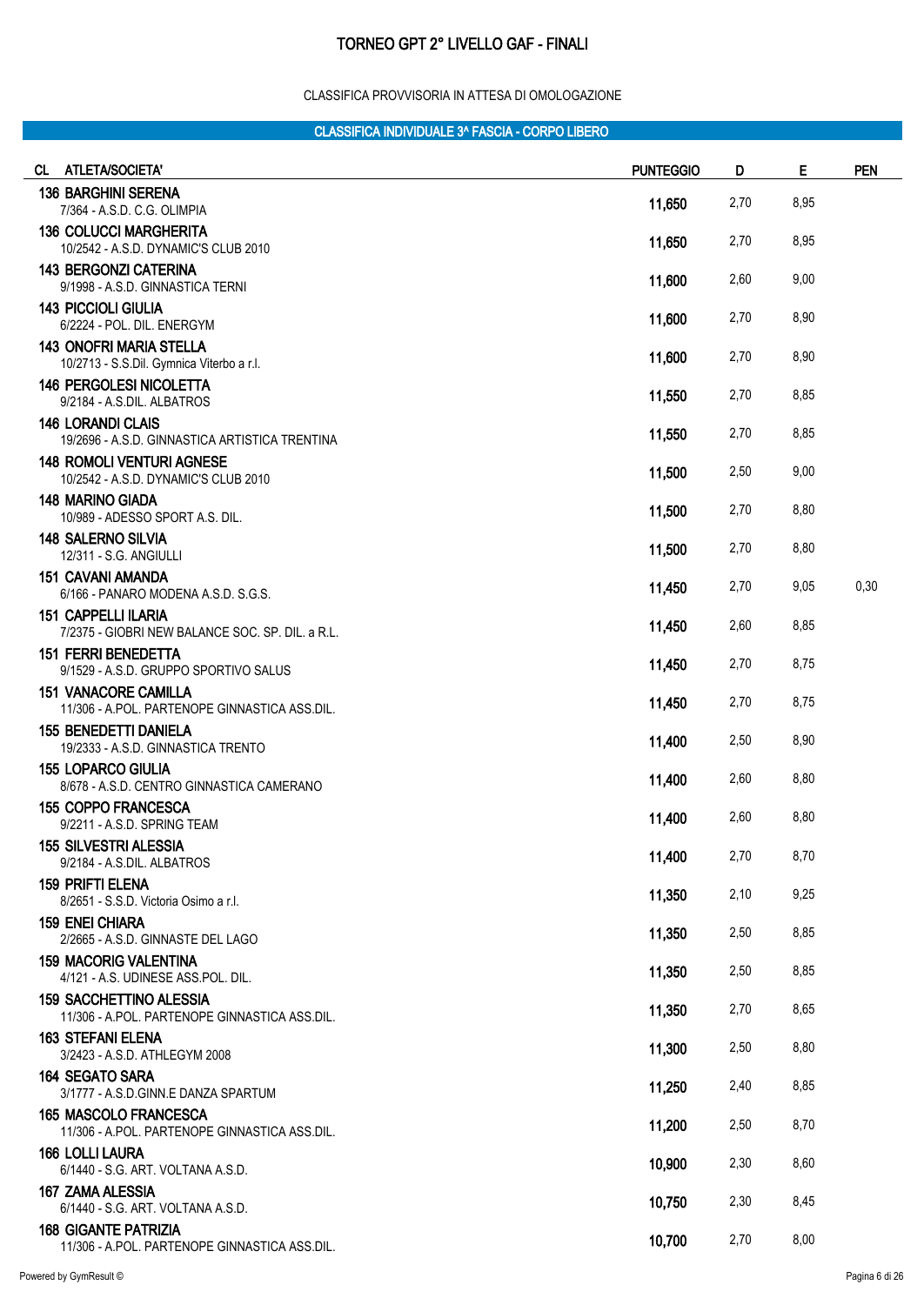# TORNEO GPT 2° LIVELLO GAF - FINALI

CLASSIFICA PROVVISORIA IN ATTESA DI OMOLOGAZIONE

## CLASSIFICA INDIVIDUALE 3^ FASCIA - CORPO LIBERO

| CL | ATLETA/SOCIETA' | PUNTEGGIO | D | E | PEN |
|---|---|---|---|---|---|
| 136 | **BARGHINI SERENA**<br>7/364 - A.S.D. C.G. OLIMPIA | 11,650 | 2,70 | 8,95 | |
| 136 | **COLUCCI MARGHERITA**<br>10/2542 - A.S.D. DYNAMIC'S CLUB 2010 | 11,650 | 2,70 | 8,95 | |
| 143 | **BERGONZI CATERINA**<br>9/1998 - A.S.D. GINNASTICA TERNI | 11,600 | 2,60 | 9,00 | |
| 143 | **PICCIOLI GIULIA**<br>6/2224 - POL. DIL. ENERGYM | 11,600 | 2,70 | 8,90 | |
| 143 | **ONOFRI MARIA STELLA**<br>10/2713 - S.S.Dil. Gymnica Viterbo a r.l. | 11,600 | 2,70 | 8,90 | |
| 146 | **PERGOLESI NICOLETTA**<br>9/2184 - A.S.DIL. ALBATROS | 11,550 | 2,70 | 8,85 | |
| 146 | **LORANDI CLAIS**<br>19/2696 - A.S.D. GINNASTICA ARTISTICA TRENTINA | 11,550 | 2,70 | 8,85 | |
| 148 | **ROMOLI VENTURI AGNESE**<br>10/2542 - A.S.D. DYNAMIC'S CLUB 2010 | 11,500 | 2,50 | 9,00 | |
| 148 | **MARINO GIADA**<br>10/989 - ADESSO SPORT A.S. DIL. | 11,500 | 2,70 | 8,80 | |
| 148 | **SALERNO SILVIA**<br>12/311 - S.G. ANGIULLI | 11,500 | 2,70 | 8,80 | |
| 151 | **CAVANI AMANDA**<br>6/166 - PANARO MODENA A.S.D. S.G.S. | 11,450 | 2,70 | 9,05 | 0,30 |
| 151 | **CAPPELLI ILARIA**<br>7/2375 - GIOBRI NEW BALANCE SOC. SP. DIL. a R.L. | 11,450 | 2,60 | 8,85 | |
| 151 | **FERRI BENEDETTA**<br>9/1529 - A.S.D. GRUPPO SPORTIVO SALUS | 11,450 | 2,70 | 8,75 | |
| 151 | **VANACORE CAMILLA**<br>11/306 - A.POL. PARTENOPE GINNASTICA ASS.DIL. | 11,450 | 2,70 | 8,75 | |
| 155 | **BENEDETTI DANIELA**<br>19/2333 - A.S.D. GINNASTICA TRENTO | 11,400 | 2,50 | 8,90 | |
| 155 | **LOPARCO GIULIA**<br>8/678 - A.S.D. CENTRO GINNASTICA CAMERANO | 11,400 | 2,60 | 8,80 | |
| 155 | **COPPO FRANCESCA**<br>9/2211 - A.S.D. SPRING TEAM | 11,400 | 2,60 | 8,80 | |
| 155 | **SILVESTRI ALESSIA**<br>9/2184 - A.S.DIL. ALBATROS | 11,400 | 2,70 | 8,70 | |
| 159 | **PRIFTI ELENA**<br>8/2651 - S.S.D. Victoria Osimo a r.l. | 11,350 | 2,10 | 9,25 | |
| 159 | **ENEI CHIARA**<br>2/2665 - A.S.D. GINNASTE DEL LAGO | 11,350 | 2,50 | 8,85 | |
| 159 | **MACORIG VALENTINA**<br>4/121 - A.S. UDINESE ASS.POL. DIL. | 11,350 | 2,50 | 8,85 | |
| 159 | **SACCHETTINO ALESSIA**<br>11/306 - A.POL. PARTENOPE GINNASTICA ASS.DIL. | 11,350 | 2,70 | 8,65 | |
| 163 | **STEFANI ELENA**<br>3/2423 - A.S.D. ATHLEGYM 2008 | 11,300 | 2,50 | 8,80 | |
| 164 | **SEGATO SARA**<br>3/1777 - A.S.D.GINN.E DANZA SPARTUM | 11,250 | 2,40 | 8,85 | |
| 165 | **MASCOLO FRANCESCA**<br>11/306 - A.POL. PARTENOPE GINNASTICA ASS.DIL. | 11,200 | 2,50 | 8,70 | |
| 166 | **LOLLI LAURA**<br>6/1440 - S.G. ART. VOLTANA A.S.D. | 10,900 | 2,30 | 8,60 | |
| 167 | **ZAMA ALESSIA**<br>6/1440 - S.G. ART. VOLTANA A.S.D. | 10,750 | 2,30 | 8,45 | |
| 168 | **GIGANTE PATRIZIA**<br>11/306 - A.POL. PARTENOPE GINNASTICA ASS.DIL. | 10,700 | 2,70 | 8,00 | |

Powered by GymResult ©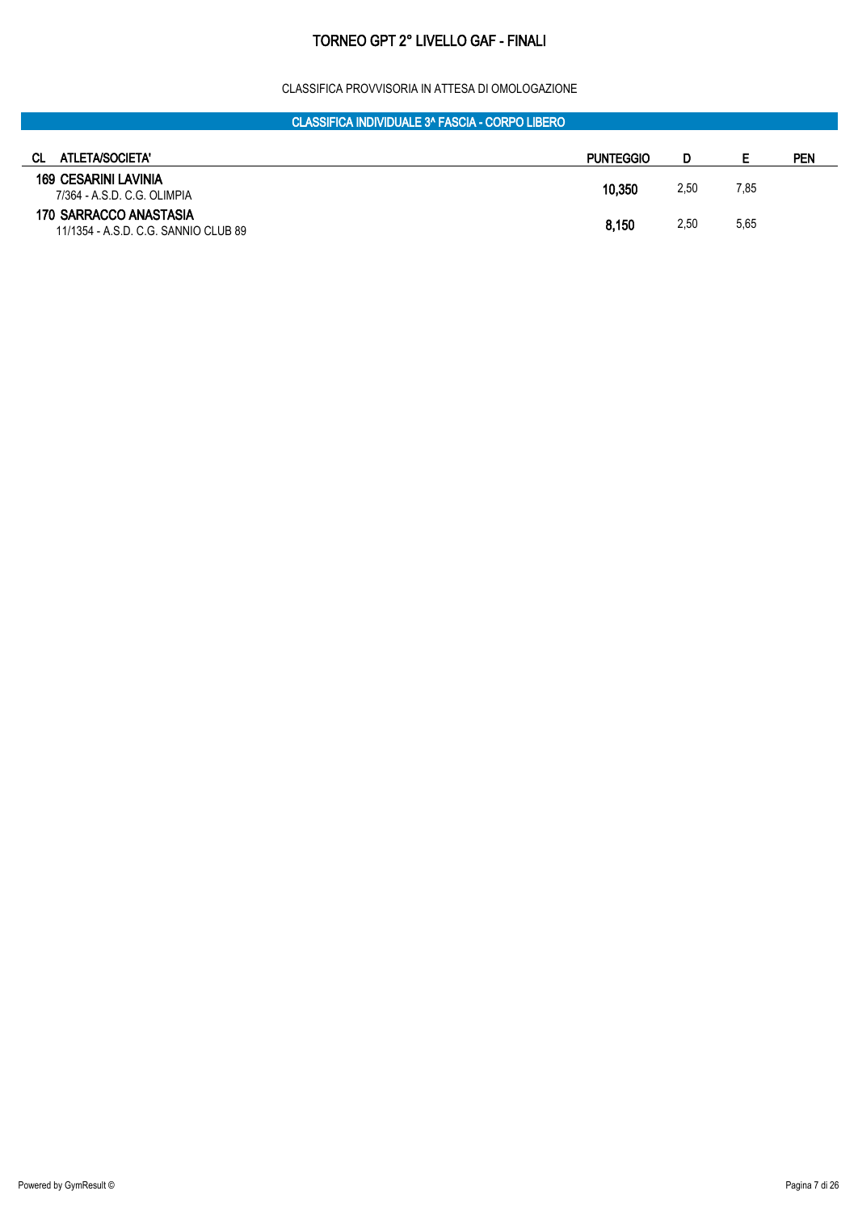# TORNEO GPT 2° LIVELLO GAF - FINALI

CLASSIFICA PROVVISORIA IN ATTESA DI OMOLOGAZIONE

## CLASSIFICA INDIVIDUALE 3^ FASCIA - CORPO LIBERO

| CL | ATLETA/SOCIETA' | PUNTEGGIO | D | E | PEN |
|---|---|---|---|---|---|
| 169 | **CESARINI LAVINIA**<br>7/364 - A.S.D. C.G. OLIMPIA | **10,350** | 2,50 | 7,85 | |
| 170 | **SARRACCO ANASTASIA**<br>11/1354 - A.S.D. C.G. SANNIO CLUB 89 | **8,150** | 2,50 | 5,65 | |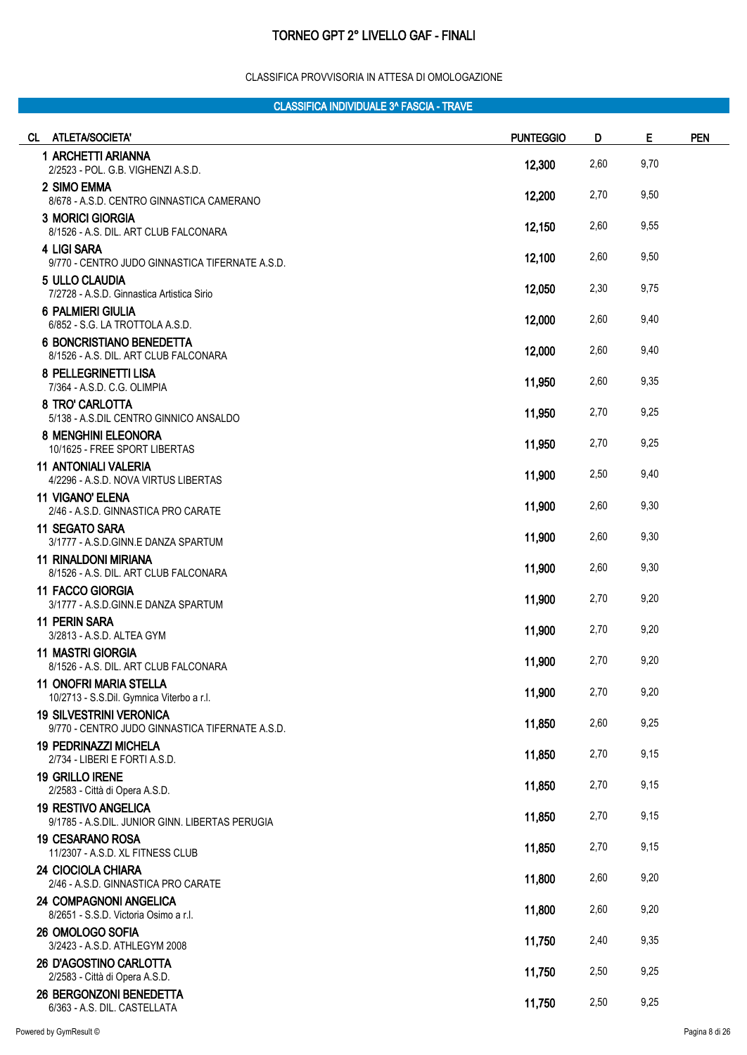# TORNEO GPT 2° LIVELLO GAF - FINALI

CLASSIFICA PROVVISORIA IN ATTESA DI OMOLOGAZIONE

## CLASSIFICA INDIVIDUALE 3^ FASCIA - TRAVE

| CL | ATLETA/SOCIETA' | PUNTEGGIO | D | E | PEN |
|---|---|---|---|---|---|
| 1 | **ARCHETTI ARIANNA**<br>2/2523 - POL. G.B. VIGHENZI A.S.D. | 12,300 | 2,60 | 9,70 | |
| 2 | **SIMO EMMA**<br>8/678 - A.S.D. CENTRO GINNASTICA CAMERANO | 12,200 | 2,70 | 9,50 | |
| 3 | **MORICI GIORGIA**<br>8/1526 - A.S. DIL. ART CLUB FALCONARA | 12,150 | 2,60 | 9,55 | |
| 4 | **LIGI SARA**<br>9/770 - CENTRO JUDO GINNASTICA TIFERNATE A.S.D. | 12,100 | 2,60 | 9,50 | |
| 5 | **ULLO CLAUDIA**<br>7/2728 - A.S.D. Ginnastica Artistica Sirio | 12,050 | 2,30 | 9,75 | |
| 6 | **PALMIERI GIULIA**<br>6/852 - S.G. LA TROTTOLA A.S.D. | 12,000 | 2,60 | 9,40 | |
| 6 | **BONCRISTIANO BENEDETTA**<br>8/1526 - A.S. DIL. ART CLUB FALCONARA | 12,000 | 2,60 | 9,40 | |
| 8 | **PELLEGRINETTI LISA**<br>7/364 - A.S.D. C.G. OLIMPIA | 11,950 | 2,60 | 9,35 | |
| 8 | **TRO' CARLOTTA**<br>5/138 - A.S.DIL CENTRO GINNICO ANSALDO | 11,950 | 2,70 | 9,25 | |
| 8 | **MENGHINI ELEONORA**<br>10/1625 - FREE SPORT LIBERTAS | 11,950 | 2,70 | 9,25 | |
| 11 | **ANTONIALI VALERIA**<br>4/2296 - A.S.D. NOVA VIRTUS LIBERTAS | 11,900 | 2,50 | 9,40 | |
| 11 | **VIGANO' ELENA**<br>2/46 - A.S.D. GINNASTICA PRO CARATE | 11,900 | 2,60 | 9,30 | |
| 11 | **SEGATO SARA**<br>3/1777 - A.S.D.GINN.E DANZA SPARTUM | 11,900 | 2,60 | 9,30 | |
| 11 | **RINALDONI MIRIANA**<br>8/1526 - A.S. DIL. ART CLUB FALCONARA | 11,900 | 2,60 | 9,30 | |
| 11 | **FACCO GIORGIA**<br>3/1777 - A.S.D.GINN.E DANZA SPARTUM | 11,900 | 2,70 | 9,20 | |
| 11 | **PERIN SARA**<br>3/2813 - A.S.D. ALTEA GYM | 11,900 | 2,70 | 9,20 | |
| 11 | **MASTRI GIORGIA**<br>8/1526 - A.S. DIL. ART CLUB FALCONARA | 11,900 | 2,70 | 9,20 | |
| 11 | **ONOFRI MARIA STELLA**<br>10/2713 - S.S.Dil. Gymnica Viterbo a r.l. | 11,900 | 2,70 | 9,20 | |
| 19 | **SILVESTRINI VERONICA**<br>9/770 - CENTRO JUDO GINNASTICA TIFERNATE A.S.D. | 11,850 | 2,60 | 9,25 | |
| 19 | **PEDRINAZZI MICHELA**<br>2/734 - LIBERI E FORTI A.S.D. | 11,850 | 2,70 | 9,15 | |
| 19 | **GRILLO IRENE**<br>2/2583 - Città di Opera A.S.D. | 11,850 | 2,70 | 9,15 | |
| 19 | **RESTIVO ANGELICA**<br>9/1785 - A.S.DIL. JUNIOR GINN. LIBERTAS PERUGIA | 11,850 | 2,70 | 9,15 | |
| 19 | **CESARANO ROSA**<br>11/2307 - A.S.D. XL FITNESS CLUB | 11,850 | 2,70 | 9,15 | |
| 24 | **CIOCIOLA CHIARA**<br>2/46 - A.S.D. GINNASTICA PRO CARATE | 11,800 | 2,60 | 9,20 | |
| 24 | **COMPAGNONI ANGELICA**<br>8/2651 - S.S.D. Victoria Osimo a r.l. | 11,800 | 2,60 | 9,20 | |
| 26 | **OMOLOGO SOFIA**<br>3/2423 - A.S.D. ATHLEGYM 2008 | 11,750 | 2,40 | 9,35 | |
| 26 | **D'AGOSTINO CARLOTTA**<br>2/2583 - Città di Opera A.S.D. | 11,750 | 2,50 | 9,25 | |
| 26 | **BERGONZONI BENEDETTA**<br>6/363 - A.S. DIL. CASTELLATA | 11,750 | 2,50 | 9,25 | |

Powered by GymResult ©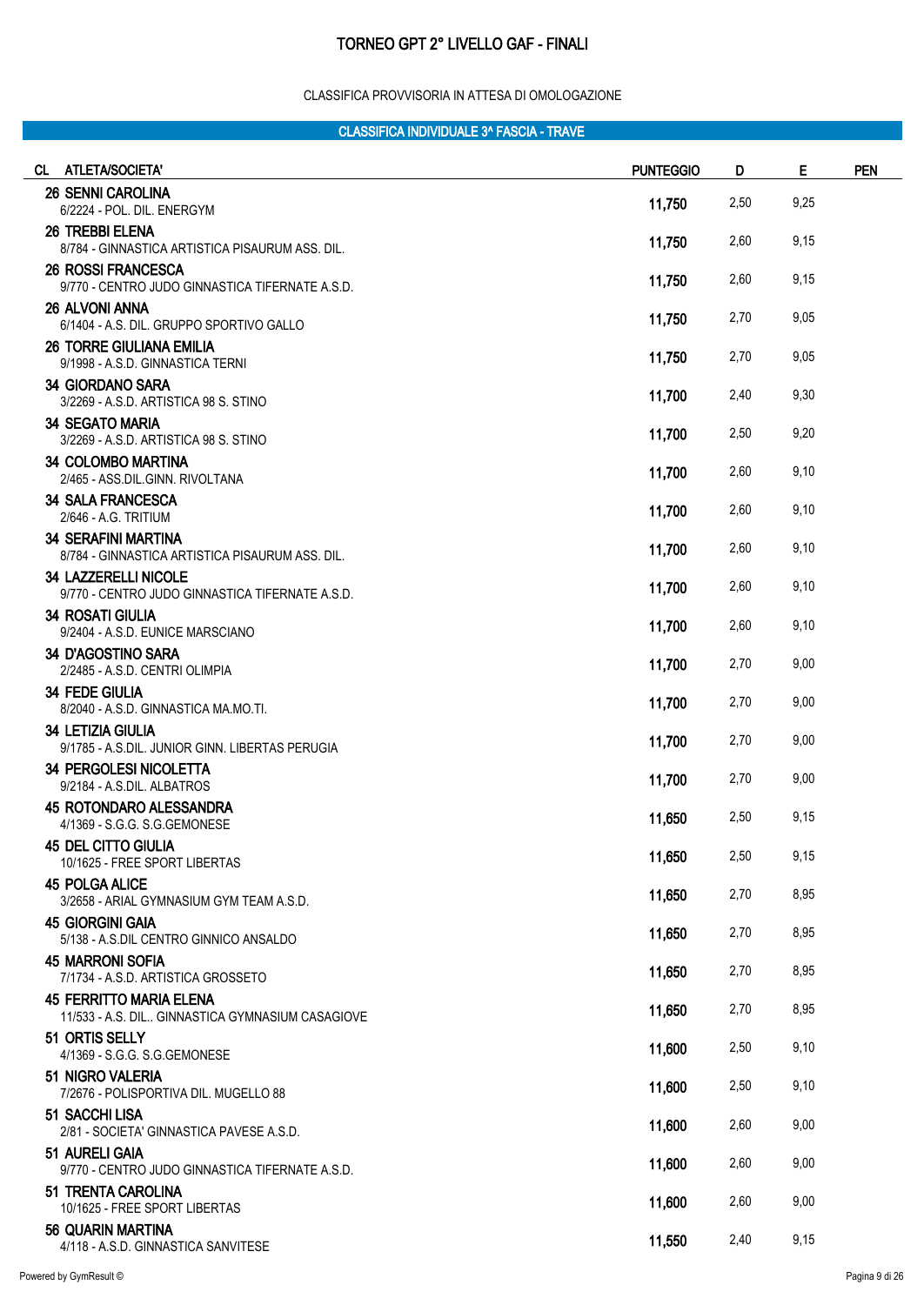# TORNEO GPT 2° LIVELLO GAF - FINALI

CLASSIFICA PROVVISORIA IN ATTESA DI OMOLOGAZIONE

## CLASSIFICA INDIVIDUALE 3^ FASCIA - TRAVE

| CL | ATLETA/SOCIETA' | PUNTEGGIO | D | E | PEN |
|---|---|---|---|---|---|
| 26 | **SENNI CAROLINA**<br>6/2224 - POL. DIL. ENERGYM | 11,750 | 2,50 | 9,25 | |
| 26 | **TREBBI ELENA**<br>8/784 - GINNASTICA ARTISTICA PISAURUM ASS. DIL. | 11,750 | 2,60 | 9,15 | |
| 26 | **ROSSI FRANCESCA**<br>9/770 - CENTRO JUDO GINNASTICA TIFERNATE A.S.D. | 11,750 | 2,60 | 9,15 | |
| 26 | **ALVONI ANNA**<br>6/1404 - A.S. DIL. GRUPPO SPORTIVO GALLO | 11,750 | 2,70 | 9,05 | |
| 26 | **TORRE GIULIANA EMILIA**<br>9/1998 - A.S.D. GINNASTICA TERNI | 11,750 | 2,70 | 9,05 | |
| 34 | **GIORDANO SARA**<br>3/2269 - A.S.D. ARTISTICA 98 S. STINO | 11,700 | 2,40 | 9,30 | |
| 34 | **SEGATO MARIA**<br>3/2269 - A.S.D. ARTISTICA 98 S. STINO | 11,700 | 2,50 | 9,20 | |
| 34 | **COLOMBO MARTINA**<br>2/465 - ASS.DIL.GINN. RIVOLTANA | 11,700 | 2,60 | 9,10 | |
| 34 | **SALA FRANCESCA**<br>2/646 - A.G. TRITIUM | 11,700 | 2,60 | 9,10 | |
| 34 | **SERAFINI MARTINA**<br>8/784 - GINNASTICA ARTISTICA PISAURUM ASS. DIL. | 11,700 | 2,60 | 9,10 | |
| 34 | **LAZZERELLI NICOLE**<br>9/770 - CENTRO JUDO GINNASTICA TIFERNATE A.S.D. | 11,700 | 2,60 | 9,10 | |
| 34 | **ROSATI GIULIA**<br>9/2404 - A.S.D. EUNICE MARSCIANO | 11,700 | 2,60 | 9,10 | |
| 34 | **D'AGOSTINO SARA**<br>2/2485 - A.S.D. CENTRI OLIMPIA | 11,700 | 2,70 | 9,00 | |
| 34 | **FEDE GIULIA**<br>8/2040 - A.S.D. GINNASTICA MA.MO.TI. | 11,700 | 2,70 | 9,00 | |
| 34 | **LETIZIA GIULIA**<br>9/1785 - A.S.DIL. JUNIOR GINN. LIBERTAS PERUGIA | 11,700 | 2,70 | 9,00 | |
| 34 | **PERGOLESI NICOLETTA**<br>9/2184 - A.S.DIL. ALBATROS | 11,700 | 2,70 | 9,00 | |
| 45 | **ROTONDARO ALESSANDRA**<br>4/1369 - S.G.G. S.G.GEMONESE | 11,650 | 2,50 | 9,15 | |
| 45 | **DEL CITTO GIULIA**<br>10/1625 - FREE SPORT LIBERTAS | 11,650 | 2,50 | 9,15 | |
| 45 | **POLGA ALICE**<br>3/2658 - ARIAL GYMNASIUM GYM TEAM A.S.D. | 11,650 | 2,70 | 8,95 | |
| 45 | **GIORGINI GAIA**<br>5/138 - A.S.DIL CENTRO GINNICO ANSALDO | 11,650 | 2,70 | 8,95 | |
| 45 | **MARRONI SOFIA**<br>7/1734 - A.S.D. ARTISTICA GROSSETO | 11,650 | 2,70 | 8,95 | |
| 45 | **FERRITTO MARIA ELENA**<br>11/533 - A.S. DIL.. GINNASTICA GYMNASIUM CASAGIOVE | 11,650 | 2,70 | 8,95 | |
| 51 | **ORTIS SELLY**<br>4/1369 - S.G.G. S.G.GEMONESE | 11,600 | 2,50 | 9,10 | |
| 51 | **NIGRO VALERIA**<br>7/2676 - POLISPORTIVA DIL. MUGELLO 88 | 11,600 | 2,50 | 9,10 | |
| 51 | **SACCHI LISA**<br>2/81 - SOCIETA' GINNASTICA PAVESE A.S.D. | 11,600 | 2,60 | 9,00 | |
| 51 | **AURELI GAIA**<br>9/770 - CENTRO JUDO GINNASTICA TIFERNATE A.S.D. | 11,600 | 2,60 | 9,00 | |
| 51 | **TRENTA CAROLINA**<br>10/1625 - FREE SPORT LIBERTAS | 11,600 | 2,60 | 9,00 | |
| 56 | **QUARIN MARTINA**<br>4/118 - A.S.D. GINNASTICA SANVITESE | 11,550 | 2,40 | 9,15 | |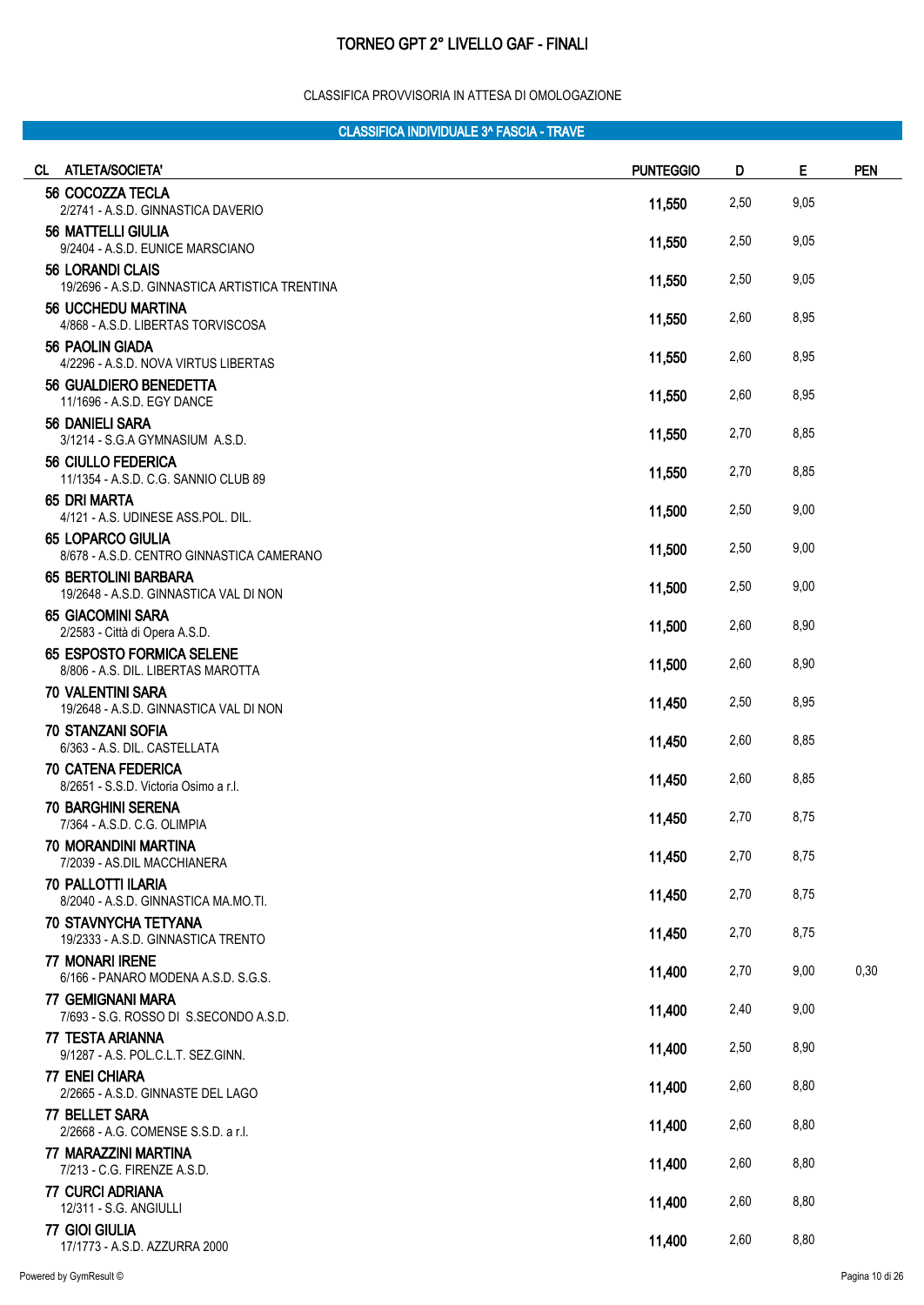# TORNEO GPT 2° LIVELLO GAF - FINALI

CLASSIFICA PROVVISORIA IN ATTESA DI OMOLOGAZIONE

## CLASSIFICA INDIVIDUALE 3^ FASCIA - TRAVE

| CL | ATLETA/SOCIETA' | PUNTEGGIO | D | E | PEN |
|---|---|---|---|---|---|
| 56 | COCOZZA TECLA<br>2/2741 - A.S.D. GINNASTICA DAVERIO | 11,550 | 2,50 | 9,05 | |
| 56 | MATTELLI GIULIA<br>9/2404 - A.S.D. EUNICE MARSCIANO | 11,550 | 2,50 | 9,05 | |
| 56 | LORANDI CLAIS<br>19/2696 - A.S.D. GINNASTICA ARTISTICA TRENTINA | 11,550 | 2,50 | 9,05 | |
| 56 | UCCHEDU MARTINA<br>4/868 - A.S.D. LIBERTAS TORVISCOSA | 11,550 | 2,60 | 8,95 | |
| 56 | PAOLIN GIADA<br>4/2296 - A.S.D. NOVA VIRTUS LIBERTAS | 11,550 | 2,60 | 8,95 | |
| 56 | GUALDIERO BENEDETTA<br>11/1696 - A.S.D. EGY DANCE | 11,550 | 2,60 | 8,95 | |
| 56 | DANIELI SARA<br>3/1214 - S.G.A GYMNASIUM A.S.D. | 11,550 | 2,70 | 8,85 | |
| 56 | CIULLO FEDERICA<br>11/1354 - A.S.D. C.G. SANNIO CLUB 89 | 11,550 | 2,70 | 8,85 | |
| 65 | DRI MARTA<br>4/121 - A.S. UDINESE ASS.POL. DIL. | 11,500 | 2,50 | 9,00 | |
| 65 | LOPARCO GIULIA<br>8/678 - A.S.D. CENTRO GINNASTICA CAMERANO | 11,500 | 2,50 | 9,00 | |
| 65 | BERTOLINI BARBARA<br>19/2648 - A.S.D. GINNASTICA VAL DI NON | 11,500 | 2,50 | 9,00 | |
| 65 | GIACOMINI SARA<br>2/2583 - Città di Opera A.S.D. | 11,500 | 2,60 | 8,90 | |
| 65 | ESPOSTO FORMICA SELENE<br>8/806 - A.S. DIL. LIBERTAS MAROTTA | 11,500 | 2,60 | 8,90 | |
| 70 | VALENTINI SARA<br>19/2648 - A.S.D. GINNASTICA VAL DI NON | 11,450 | 2,50 | 8,95 | |
| 70 | STANZANI SOFIA<br>6/363 - A.S. DIL. CASTELLATA | 11,450 | 2,60 | 8,85 | |
| 70 | CATENA FEDERICA<br>8/2651 - S.S.D. Victoria Osimo a r.l. | 11,450 | 2,60 | 8,85 | |
| 70 | BARGHINI SERENA<br>7/364 - A.S.D. C.G. OLIMPIA | 11,450 | 2,70 | 8,75 | |
| 70 | MORANDINI MARTINA<br>7/2039 - AS.DIL MACCHIANERA | 11,450 | 2,70 | 8,75 | |
| 70 | PALLOTTI ILARIA<br>8/2040 - A.S.D. GINNASTICA MA.MO.TI. | 11,450 | 2,70 | 8,75 | |
| 70 | STAVNYCHA TETYANA<br>19/2333 - A.S.D. GINNASTICA TRENTO | 11,450 | 2,70 | 8,75 | |
| 77 | MONARI IRENE<br>6/166 - PANARO MODENA A.S.D. S.G.S. | 11,400 | 2,70 | 9,00 | 0,30 |
| 77 | GEMIGNANI MARA<br>7/693 - S.G. ROSSO DI S.SECONDO A.S.D. | 11,400 | 2,40 | 9,00 | |
| 77 | TESTA ARIANNA<br>9/1287 - A.S. POL.C.L.T. SEZ.GINN. | 11,400 | 2,50 | 8,90 | |
| 77 | ENEI CHIARA<br>2/2665 - A.S.D. GINNASTE DEL LAGO | 11,400 | 2,60 | 8,80 | |
| 77 | BELLET SARA<br>2/2668 - A.G. COMENSE S.S.D. a r.l. | 11,400 | 2,60 | 8,80 | |
| 77 | MARAZZINI MARTINA<br>7/213 - C.G. FIRENZE A.S.D. | 11,400 | 2,60 | 8,80 | |
| 77 | CURCI ADRIANA<br>12/311 - S.G. ANGIULLI | 11,400 | 2,60 | 8,80 | |
| 77 | GIOI GIULIA<br>17/1773 - A.S.D. AZZURRA 2000 | 11,400 | 2,60 | 8,80 | |

Powered by GymResult ©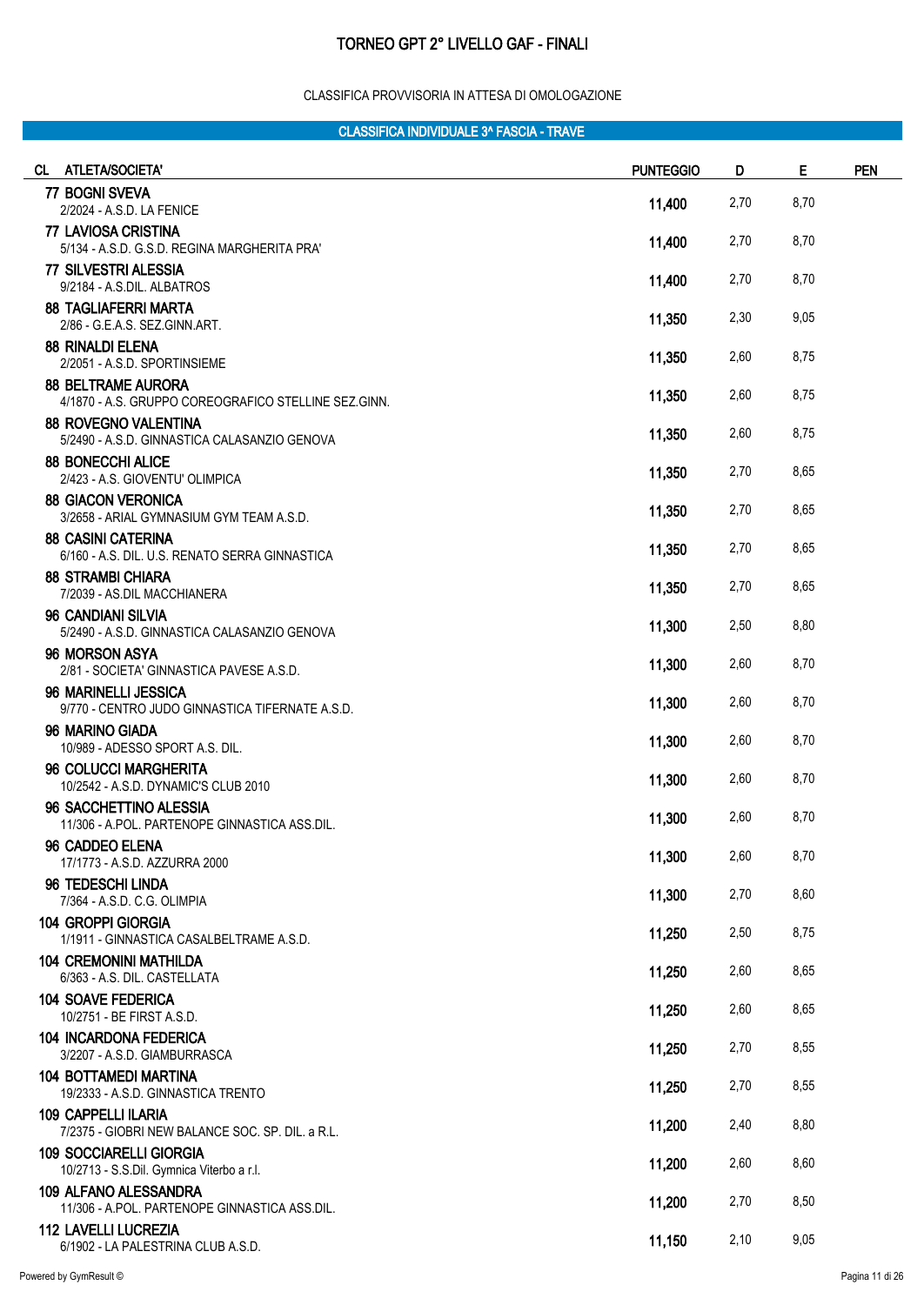# TORNEO GPT 2° LIVELLO GAF - FINALI

CLASSIFICA PROVVISORIA IN ATTESA DI OMOLOGAZIONE

## CLASSIFICA INDIVIDUALE 3^ FASCIA - TRAVE

| CL | ATLETA/SOCIETA' | PUNTEGGIO | D | E | PEN |
|---|---|---|---|---|---|
| 77 | **BOGNI SVEVA**<br>2/2024 - A.S.D. LA FENICE | 11,400 | 2,70 | 8,70 | |
| 77 | **LAVIOSA CRISTINA**<br>5/134 - A.S.D. G.S.D. REGINA MARGHERITA PRA' | 11,400 | 2,70 | 8,70 | |
| 77 | **SILVESTRI ALESSIA**<br>9/2184 - A.S.DIL. ALBATROS | 11,400 | 2,70 | 8,70 | |
| 88 | **TAGLIAFERRI MARTA**<br>2/86 - G.E.A.S. SEZ.GINN.ART. | 11,350 | 2,30 | 9,05 | |
| 88 | **RINALDI ELENA**<br>2/2051 - A.S.D. SPORTINSIEME | 11,350 | 2,60 | 8,75 | |
| 88 | **BELTRAME AURORA**<br>4/1870 - A.S. GRUPPO COREOGRAFICO STELLINE SEZ.GINN. | 11,350 | 2,60 | 8,75 | |
| 88 | **ROVEGNO VALENTINA**<br>5/2490 - A.S.D. GINNASTICA CALASANZIO GENOVA | 11,350 | 2,60 | 8,75 | |
| 88 | **BONECCHI ALICE**<br>2/423 - A.S. GIOVENTU' OLIMPICA | 11,350 | 2,70 | 8,65 | |
| 88 | **GIACON VERONICA**<br>3/2658 - ARIAL GYMNASIUM GYM TEAM A.S.D. | 11,350 | 2,70 | 8,65 | |
| 88 | **CASINI CATERINA**<br>6/160 - A.S. DIL. U.S. RENATO SERRA GINNASTICA | 11,350 | 2,70 | 8,65 | |
| 88 | **STRAMBI CHIARA**<br>7/2039 - AS.DIL MACCHIANERA | 11,350 | 2,70 | 8,65 | |
| 96 | **CANDIANI SILVIA**<br>5/2490 - A.S.D. GINNASTICA CALASANZIO GENOVA | 11,300 | 2,50 | 8,80 | |
| 96 | **MORSON ASYA**<br>2/81 - SOCIETA' GINNASTICA PAVESE A.S.D. | 11,300 | 2,60 | 8,70 | |
| 96 | **MARINELLI JESSICA**<br>9/770 - CENTRO JUDO GINNASTICA TIFERNATE A.S.D. | 11,300 | 2,60 | 8,70 | |
| 96 | **MARINO GIADA**<br>10/989 - ADESSO SPORT A.S. DIL. | 11,300 | 2,60 | 8,70 | |
| 96 | **COLUCCI MARGHERITA**<br>10/2542 - A.S.D. DYNAMIC'S CLUB 2010 | 11,300 | 2,60 | 8,70 | |
| 96 | **SACCHETTINO ALESSIA**<br>11/306 - A.POL. PARTENOPE GINNASTICA ASS.DIL. | 11,300 | 2,60 | 8,70 | |
| 96 | **CADDEO ELENA**<br>17/1773 - A.S.D. AZZURRA 2000 | 11,300 | 2,60 | 8,70 | |
| 96 | **TEDESCHI LINDA**<br>7/364 - A.S.D. C.G. OLIMPIA | 11,300 | 2,70 | 8,60 | |
| 104 | **GROPPI GIORGIA**<br>1/1911 - GINNASTICA CASALBELTRAME A.S.D. | 11,250 | 2,50 | 8,75 | |
| 104 | **CREMONINI MATHILDA**<br>6/363 - A.S. DIL. CASTELLATA | 11,250 | 2,60 | 8,65 | |
| 104 | **SOAVE FEDERICA**<br>10/2751 - BE FIRST A.S.D. | 11,250 | 2,60 | 8,65 | |
| 104 | **INCARDONA FEDERICA**<br>3/2207 - A.S.D. GIAMBURRASCA | 11,250 | 2,70 | 8,55 | |
| 104 | **BOTTAMEDI MARTINA**<br>19/2333 - A.S.D. GINNASTICA TRENTO | 11,250 | 2,70 | 8,55 | |
| 109 | **CAPPELLI ILARIA**<br>7/2375 - GIOBRI NEW BALANCE SOC. SP. DIL. a R.L. | 11,200 | 2,40 | 8,80 | |
| 109 | **SOCCIARELLI GIORGIA**<br>10/2713 - S.S.Dil. Gymnica Viterbo a r.l. | 11,200 | 2,60 | 8,60 | |
| 109 | **ALFANO ALESSANDRA**<br>11/306 - A.POL. PARTENOPE GINNASTICA ASS.DIL. | 11,200 | 2,70 | 8,50 | |
| 112 | **LAVELLI LUCREZIA**<br>6/1902 - LA PALESTRINA CLUB A.S.D. | 11,150 | 2,10 | 9,05 | |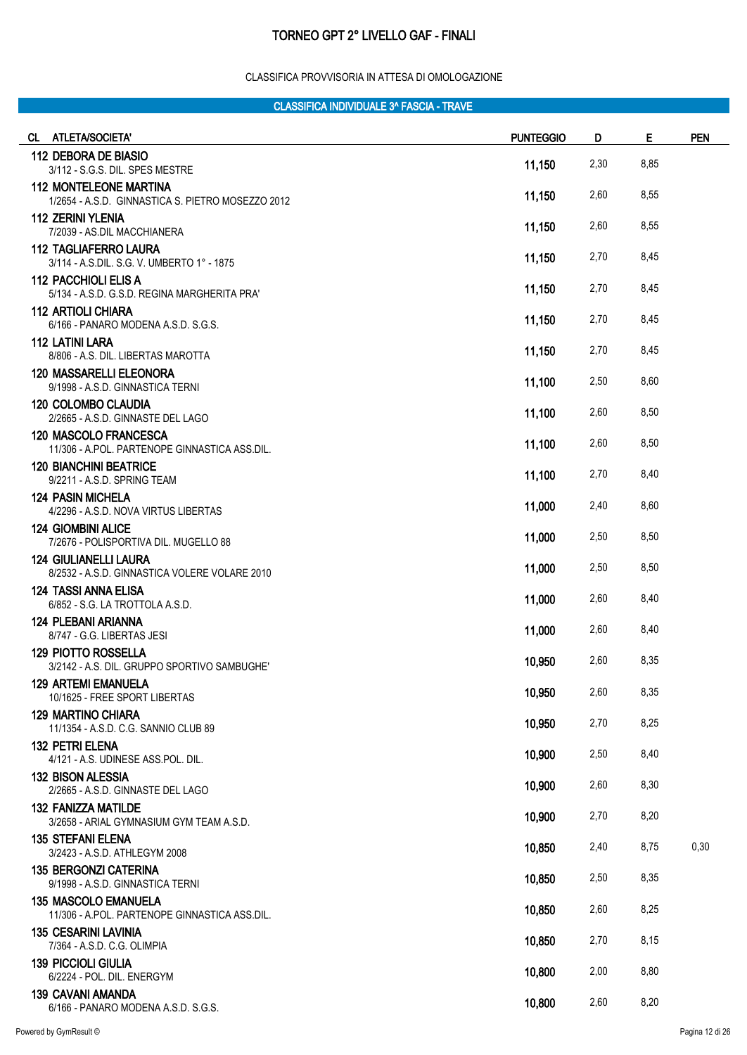# TORNEO GPT 2° LIVELLO GAF - FINALI

CLASSIFICA PROVVISORIA IN ATTESA DI OMOLOGAZIONE

## CLASSIFICA INDIVIDUALE 3^ FASCIA - TRAVE

| CL | ATLETA/SOCIETA' | PUNTEGGIO | D | E | PEN |
|---|---|---|---|---|---|
| 112 | **DEBORA DE BIASIO**<br>3/112 - S.G.S. DIL. SPES MESTRE | 11,150 | 2,30 | 8,85 | |
| 112 | **MONTELEONE MARTINA**<br>1/2654 - A.S.D. GINNASTICA S. PIETRO MOSEZZO 2012 | 11,150 | 2,60 | 8,55 | |
| 112 | **ZERINI YLENIA**<br>7/2039 - AS.DIL MACCHIANERA | 11,150 | 2,60 | 8,55 | |
| 112 | **TAGLIAFERRO LAURA**<br>3/114 - A.S.DIL. S.G. V. UMBERTO 1° - 1875 | 11,150 | 2,70 | 8,45 | |
| 112 | **PACCHIOLI ELIS A**<br>5/134 - A.S.D. G.S.D. REGINA MARGHERITA PRA' | 11,150 | 2,70 | 8,45 | |
| 112 | **ARTIOLI CHIARA**<br>6/166 - PANARO MODENA A.S.D. S.G.S. | 11,150 | 2,70 | 8,45 | |
| 112 | **LATINI LARA**<br>8/806 - A.S. DIL. LIBERTAS MAROTTA | 11,150 | 2,70 | 8,45 | |
| 120 | **MASSARELLI ELEONORA**<br>9/1998 - A.S.D. GINNASTICA TERNI | 11,100 | 2,50 | 8,60 | |
| 120 | **COLOMBO CLAUDIA**<br>2/2665 - A.S.D. GINNASTE DEL LAGO | 11,100 | 2,60 | 8,50 | |
| 120 | **MASCOLO FRANCESCA**<br>11/306 - A.POL. PARTENOPE GINNASTICA ASS.DIL. | 11,100 | 2,60 | 8,50 | |
| 120 | **BIANCHINI BEATRICE**<br>9/2211 - A.S.D. SPRING TEAM | 11,100 | 2,70 | 8,40 | |
| 124 | **PASIN MICHELA**<br>4/2296 - A.S.D. NOVA VIRTUS LIBERTAS | 11,000 | 2,40 | 8,60 | |
| 124 | **GIOMBINI ALICE**<br>7/2676 - POLISPORTIVA DIL. MUGELLO 88 | 11,000 | 2,50 | 8,50 | |
| 124 | **GIULIANELLI LAURA**<br>8/2532 - A.S.D. GINNASTICA VOLERE VOLARE 2010 | 11,000 | 2,50 | 8,50 | |
| 124 | **TASSI ANNA ELISA**<br>6/852 - S.G. LA TROTTOLA A.S.D. | 11,000 | 2,60 | 8,40 | |
| 124 | **PLEBANI ARIANNA**<br>8/747 - G.G. LIBERTAS JESI | 11,000 | 2,60 | 8,40 | |
| 129 | **PIOTTO ROSSELLA**<br>3/2142 - A.S. DIL. GRUPPO SPORTIVO SAMBUGHE' | 10,950 | 2,60 | 8,35 | |
| 129 | **ARTEMI EMANUELA**<br>10/1625 - FREE SPORT LIBERTAS | 10,950 | 2,60 | 8,35 | |
| 129 | **MARTINO CHIARA**<br>11/1354 - A.S.D. C.G. SANNIO CLUB 89 | 10,950 | 2,70 | 8,25 | |
| 132 | **PETRI ELENA**<br>4/121 - A.S. UDINESE ASS.POL. DIL. | 10,900 | 2,50 | 8,40 | |
| 132 | **BISON ALESSIA**<br>2/2665 - A.S.D. GINNASTE DEL LAGO | 10,900 | 2,60 | 8,30 | |
| 132 | **FANIZZA MATILDE**<br>3/2658 - ARIAL GYMNASIUM GYM TEAM A.S.D. | 10,900 | 2,70 | 8,20 | |
| 135 | **STEFANI ELENA**<br>3/2423 - A.S.D. ATHLEGYM 2008 | 10,850 | 2,40 | 8,75 | 0,30 |
| 135 | **BERGONZI CATERINA**<br>9/1998 - A.S.D. GINNASTICA TERNI | 10,850 | 2,50 | 8,35 | |
| 135 | **MASCOLO EMANUELA**<br>11/306 - A.POL. PARTENOPE GINNASTICA ASS.DIL. | 10,850 | 2,60 | 8,25 | |
| 135 | **CESARINI LAVINIA**<br>7/364 - A.S.D. C.G. OLIMPIA | 10,850 | 2,70 | 8,15 | |
| 139 | **PICCIOLI GIULIA**<br>6/2224 - POL. DIL. ENERGYM | 10,800 | 2,00 | 8,80 | |
| 139 | **CAVANI AMANDA**<br>6/166 - PANARO MODENA A.S.D. S.G.S. | 10,800 | 2,60 | 8,20 | |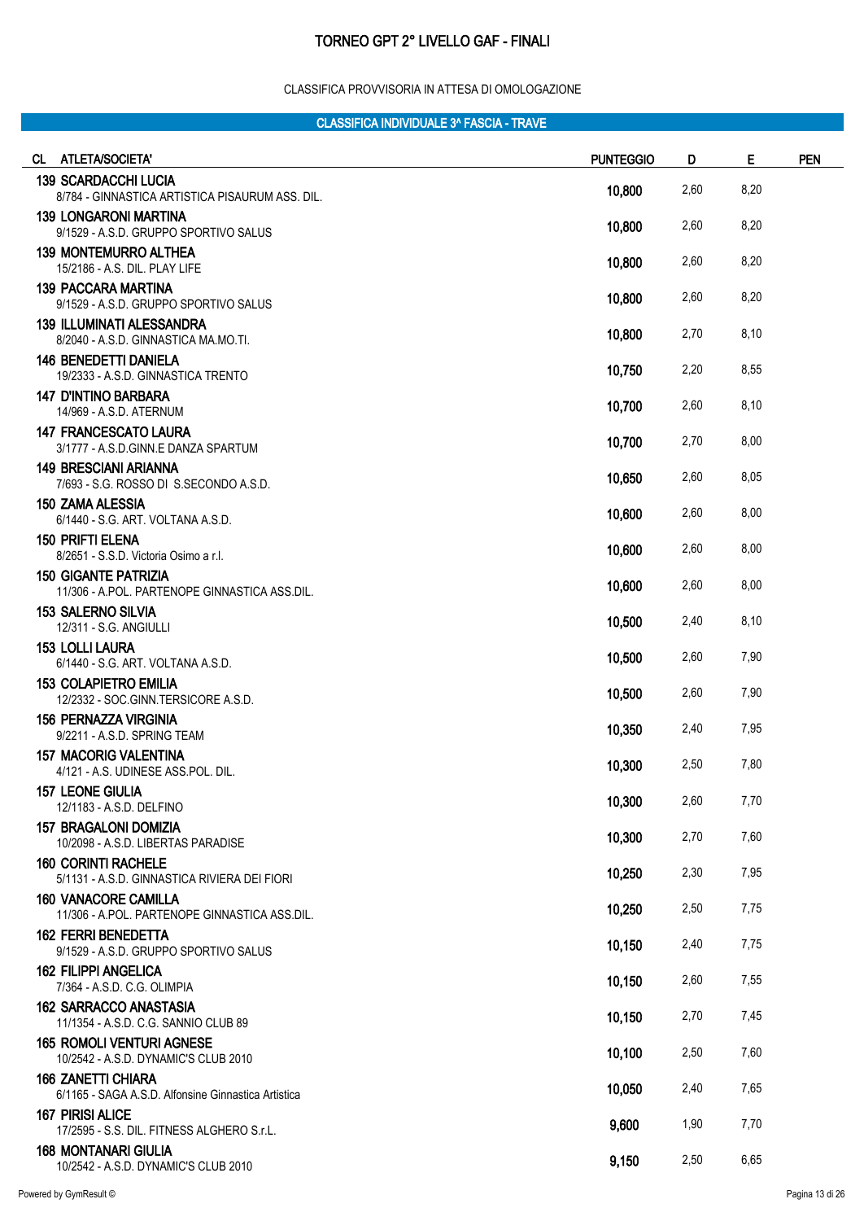# TORNEO GPT 2° LIVELLO GAF - FINALI

CLASSIFICA PROVVISORIA IN ATTESA DI OMOLOGAZIONE

## CLASSIFICA INDIVIDUALE 3^ FASCIA - TRAVE

| CL | ATLETA/SOCIETA' | PUNTEGGIO | D | E | PEN |
|---|---|---|---|---|---|
| 139 | **SCARDACCHI LUCIA**<br>8/784 - GINNASTICA ARTISTICA PISAURUM ASS. DIL. | 10,800 | 2,60 | 8,20 | |
| 139 | **LONGARONI MARTINA**<br>9/1529 - A.S.D. GRUPPO SPORTIVO SALUS | 10,800 | 2,60 | 8,20 | |
| 139 | **MONTEMURRO ALTHEA**<br>15/2186 - A.S. DIL. PLAY LIFE | 10,800 | 2,60 | 8,20 | |
| 139 | **PACCARA MARTINA**<br>9/1529 - A.S.D. GRUPPO SPORTIVO SALUS | 10,800 | 2,60 | 8,20 | |
| 139 | **ILLUMINATI ALESSANDRA**<br>8/2040 - A.S.D. GINNASTICA MA.MO.TI. | 10,800 | 2,70 | 8,10 | |
| 146 | **BENEDETTI DANIELA**<br>19/2333 - A.S.D. GINNASTICA TRENTO | 10,750 | 2,20 | 8,55 | |
| 147 | **D'INTINO BARBARA**<br>14/969 - A.S.D. ATERNUM | 10,700 | 2,60 | 8,10 | |
| 147 | **FRANCESCATO LAURA**<br>3/1777 - A.S.D.GINN.E DANZA SPARTUM | 10,700 | 2,70 | 8,00 | |
| 149 | **BRESCIANI ARIANNA**<br>7/693 - S.G. ROSSO DI S.SECONDO A.S.D. | 10,650 | 2,60 | 8,05 | |
| 150 | **ZAMA ALESSIA**<br>6/1440 - S.G. ART. VOLTANA A.S.D. | 10,600 | 2,60 | 8,00 | |
| 150 | **PRIFTI ELENA**<br>8/2651 - S.S.D. Victoria Osimo a r.l. | 10,600 | 2,60 | 8,00 | |
| 150 | **GIGANTE PATRIZIA**<br>11/306 - A.POL. PARTENOPE GINNASTICA ASS.DIL. | 10,600 | 2,60 | 8,00 | |
| 153 | **SALERNO SILVIA**<br>12/311 - S.G. ANGIULLI | 10,500 | 2,40 | 8,10 | |
| 153 | **LOLLI LAURA**<br>6/1440 - S.G. ART. VOLTANA A.S.D. | 10,500 | 2,60 | 7,90 | |
| 153 | **COLAPIETRO EMILIA**<br>12/2332 - SOC.GINN.TERSICORE A.S.D. | 10,500 | 2,60 | 7,90 | |
| 156 | **PERNAZZA VIRGINIA**<br>9/2211 - A.S.D. SPRING TEAM | 10,350 | 2,40 | 7,95 | |
| 157 | **MACORIG VALENTINA**<br>4/121 - A.S. UDINESE ASS.POL. DIL. | 10,300 | 2,50 | 7,80 | |
| 157 | **LEONE GIULIA**<br>12/1183 - A.S.D. DELFINO | 10,300 | 2,60 | 7,70 | |
| 157 | **BRAGALONI DOMIZIA**<br>10/2098 - A.S.D. LIBERTAS PARADISE | 10,300 | 2,70 | 7,60 | |
| 160 | **CORINTI RACHELE**<br>5/1131 - A.S.D. GINNASTICA RIVIERA DEI FIORI | 10,250 | 2,30 | 7,95 | |
| 160 | **VANACORE CAMILLA**<br>11/306 - A.POL. PARTENOPE GINNASTICA ASS.DIL. | 10,250 | 2,50 | 7,75 | |
| 162 | **FERRI BENEDETTA**<br>9/1529 - A.S.D. GRUPPO SPORTIVO SALUS | 10,150 | 2,40 | 7,75 | |
| 162 | **FILIPPI ANGELICA**<br>7/364 - A.S.D. C.G. OLIMPIA | 10,150 | 2,60 | 7,55 | |
| 162 | **SARRACCO ANASTASIA**<br>11/1354 - A.S.D. C.G. SANNIO CLUB 89 | 10,150 | 2,70 | 7,45 | |
| 165 | **ROMOLI VENTURI AGNESE**<br>10/2542 - A.S.D. DYNAMIC'S CLUB 2010 | 10,100 | 2,50 | 7,60 | |
| 166 | **ZANETTI CHIARA**<br>6/1165 - SAGA A.S.D. Alfonsine Ginnastica Artistica | 10,050 | 2,40 | 7,65 | |
| 167 | **PIRISI ALICE**<br>17/2595 - S.S. DIL. FITNESS ALGHERO S.r.L. | 9,600 | 1,90 | 7,70 | |
| 168 | **MONTANARI GIULIA**<br>10/2542 - A.S.D. DYNAMIC'S CLUB 2010 | 9,150 | 2,50 | 6,65 | |

Powered by GymResult ©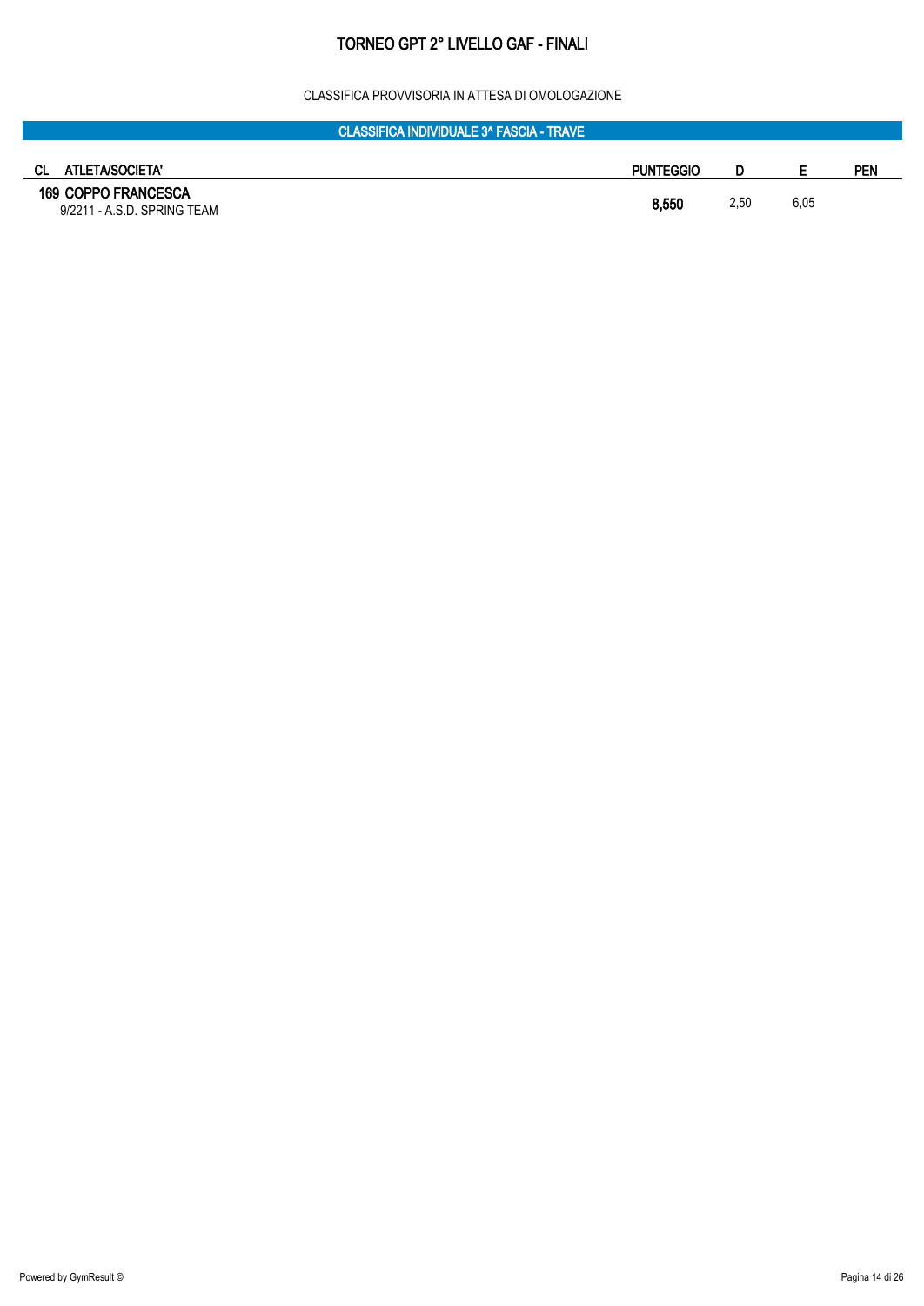# TORNEO GPT 2° LIVELLO GAF - FINALI

CLASSIFICA PROVVISORIA IN ATTESA DI OMOLOGAZIONE

## CLASSIFICA INDIVIDUALE 3^ FASCIA - TRAVE

| CL | ATLETA/SOCIETA' | PUNTEGGIO | D | E | PEN |
|---|---|---|---|---|---|
| 169 | **COPPO FRANCESCA**<br>9/2211 - A.S.D. SPRING TEAM | **8,550** | 2,50 | 6,05 | |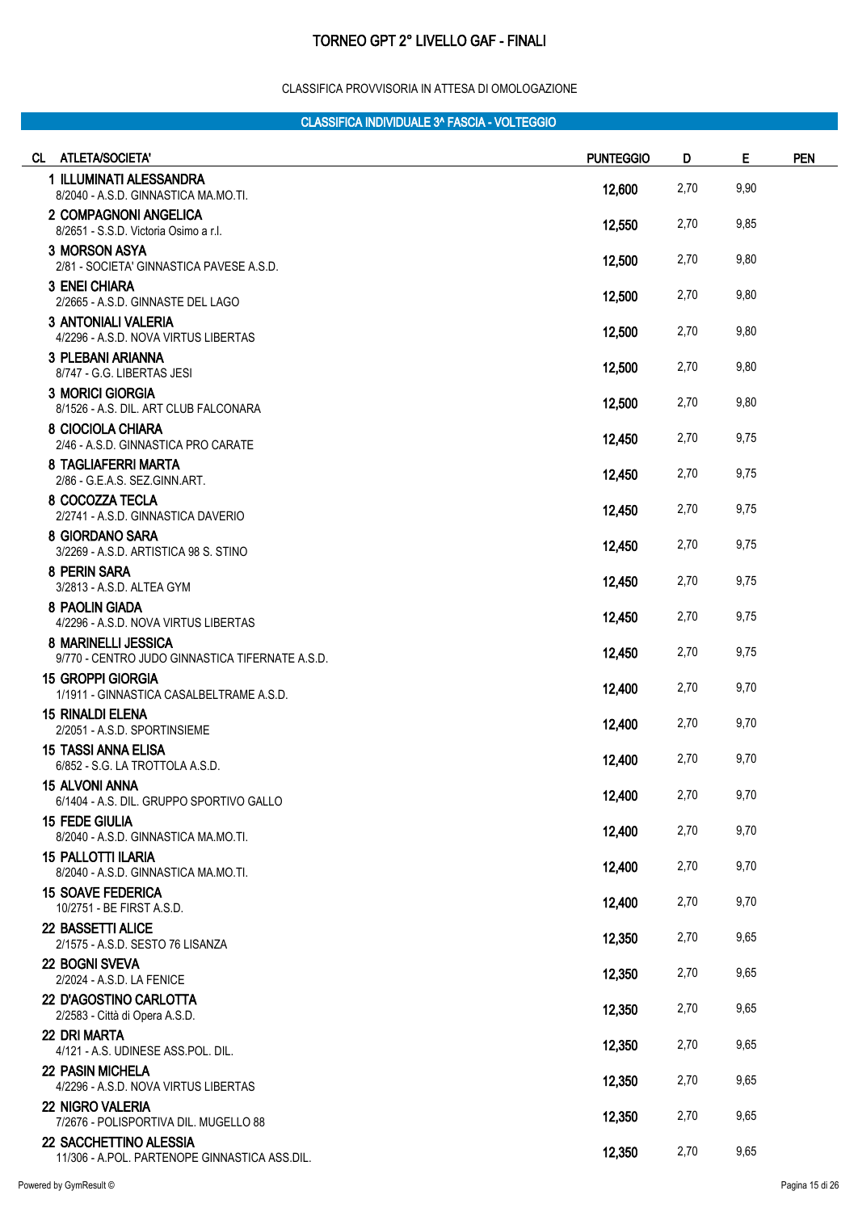# TORNEO GPT 2° LIVELLO GAF - FINALI

CLASSIFICA PROVVISORIA IN ATTESA DI OMOLOGAZIONE

## CLASSIFICA INDIVIDUALE 3^ FASCIA - VOLTEGGIO

| CL | ATLETA/SOCIETA' | PUNTEGGIO | D | E | PEN |
|---|---|---|---|---|---|
| 1 | **ILLUMINATI ALESSANDRA**<br>8/2040 - A.S.D. GINNASTICA MA.MO.TI. | 12,600 | 2,70 | 9,90 | |
| 2 | **COMPAGNONI ANGELICA**<br>8/2651 - S.S.D. Victoria Osimo a r.l. | 12,550 | 2,70 | 9,85 | |
| 3 | **MORSON ASYA**<br>2/81 - SOCIETA' GINNASTICA PAVESE A.S.D. | 12,500 | 2,70 | 9,80 | |
| 3 | **ENEI CHIARA**<br>2/2665 - A.S.D. GINNASTE DEL LAGO | 12,500 | 2,70 | 9,80 | |
| 3 | **ANTONIALI VALERIA**<br>4/2296 - A.S.D. NOVA VIRTUS LIBERTAS | 12,500 | 2,70 | 9,80 | |
| 3 | **PLEBANI ARIANNA**<br>8/747 - G.G. LIBERTAS JESI | 12,500 | 2,70 | 9,80 | |
| 3 | **MORICI GIORGIA**<br>8/1526 - A.S. DIL. ART CLUB FALCONARA | 12,500 | 2,70 | 9,80 | |
| 8 | **CIOCIOLA CHIARA**<br>2/46 - A.S.D. GINNASTICA PRO CARATE | 12,450 | 2,70 | 9,75 | |
| 8 | **TAGLIAFERRI MARTA**<br>2/86 - G.E.A.S. SEZ.GINN.ART. | 12,450 | 2,70 | 9,75 | |
| 8 | **COCOZZA TECLA**<br>2/2741 - A.S.D. GINNASTICA DAVERIO | 12,450 | 2,70 | 9,75 | |
| 8 | **GIORDANO SARA**<br>3/2269 - A.S.D. ARTISTICA 98 S. STINO | 12,450 | 2,70 | 9,75 | |
| 8 | **PERIN SARA**<br>3/2813 - A.S.D. ALTEA GYM | 12,450 | 2,70 | 9,75 | |
| 8 | **PAOLIN GIADA**<br>4/2296 - A.S.D. NOVA VIRTUS LIBERTAS | 12,450 | 2,70 | 9,75 | |
| 8 | **MARINELLI JESSICA**<br>9/770 - CENTRO JUDO GINNASTICA TIFERNATE A.S.D. | 12,450 | 2,70 | 9,75 | |
| 15 | **GROPPI GIORGIA**<br>1/1911 - GINNASTICA CASALBELTRAME A.S.D. | 12,400 | 2,70 | 9,70 | |
| 15 | **RINALDI ELENA**<br>2/2051 - A.S.D. SPORTINSIEME | 12,400 | 2,70 | 9,70 | |
| 15 | **TASSI ANNA ELISA**<br>6/852 - S.G. LA TROTTOLA A.S.D. | 12,400 | 2,70 | 9,70 | |
| 15 | **ALVONI ANNA**<br>6/1404 - A.S. DIL. GRUPPO SPORTIVO GALLO | 12,400 | 2,70 | 9,70 | |
| 15 | **FEDE GIULIA**<br>8/2040 - A.S.D. GINNASTICA MA.MO.TI. | 12,400 | 2,70 | 9,70 | |
| 15 | **PALLOTTI ILARIA**<br>8/2040 - A.S.D. GINNASTICA MA.MO.TI. | 12,400 | 2,70 | 9,70 | |
| 15 | **SOAVE FEDERICA**<br>10/2751 - BE FIRST A.S.D. | 12,400 | 2,70 | 9,70 | |
| 22 | **BASSETTI ALICE**<br>2/1575 - A.S.D. SESTO 76 LISANZA | 12,350 | 2,70 | 9,65 | |
| 22 | **BOGNI SVEVA**<br>2/2024 - A.S.D. LA FENICE | 12,350 | 2,70 | 9,65 | |
| 22 | **D'AGOSTINO CARLOTTA**<br>2/2583 - Città di Opera A.S.D. | 12,350 | 2,70 | 9,65 | |
| 22 | **DRI MARTA**<br>4/121 - A.S. UDINESE ASS.POL. DIL. | 12,350 | 2,70 | 9,65 | |
| 22 | **PASIN MICHELA**<br>4/2296 - A.S.D. NOVA VIRTUS LIBERTAS | 12,350 | 2,70 | 9,65 | |
| 22 | **NIGRO VALERIA**<br>7/2676 - POLISPORTIVA DIL. MUGELLO 88 | 12,350 | 2,70 | 9,65 | |
| 22 | **SACCHETTINO ALESSIA**<br>11/306 - A.POL. PARTENOPE GINNASTICA ASS.DIL. | 12,350 | 2,70 | 9,65 | |

Powered by GymResult ©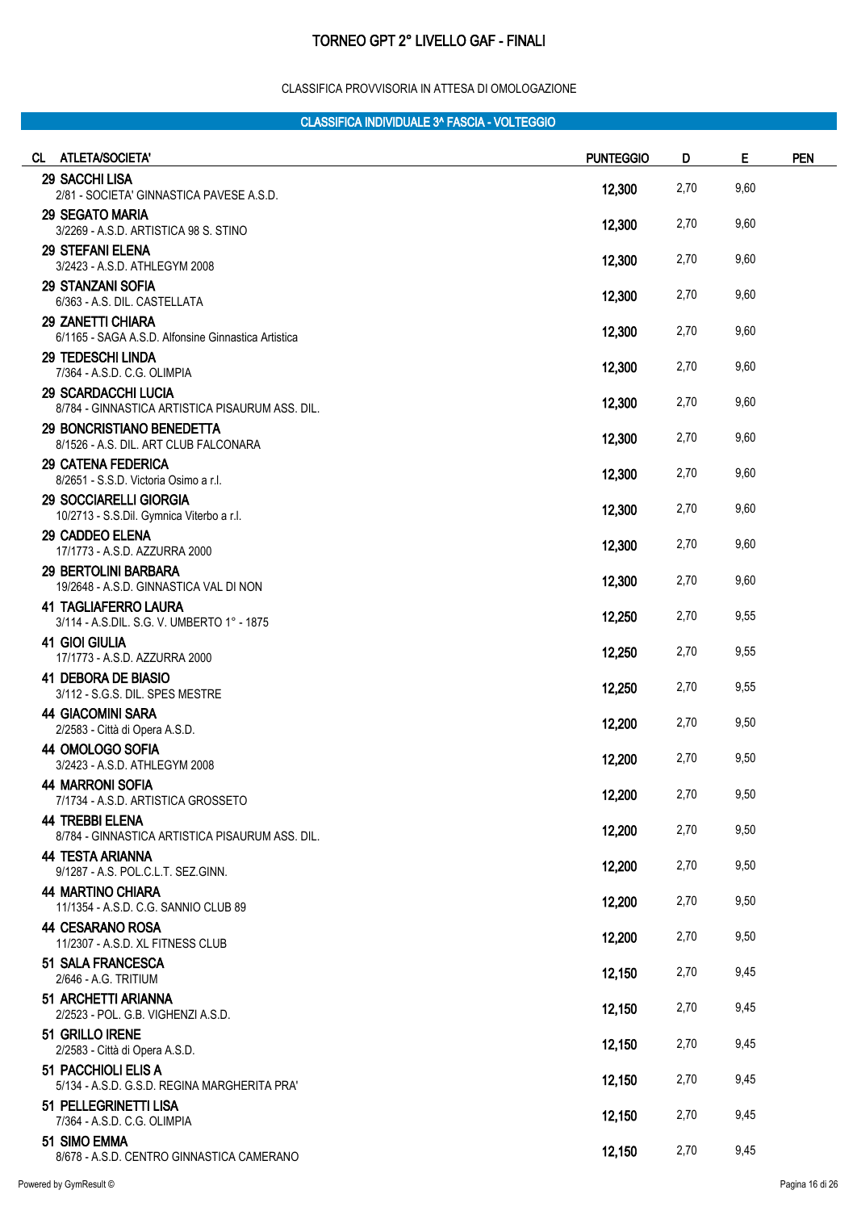# TORNEO GPT 2° LIVELLO GAF - FINALI

CLASSIFICA PROVVISORIA IN ATTESA DI OMOLOGAZIONE

## CLASSIFICA INDIVIDUALE 3^ FASCIA - VOLTEGGIO

| CL | ATLETA/SOCIETA' | PUNTEGGIO | D | E | PEN |
|---|---|---|---|---|---|
| 29 | **SACCHI LISA**<br>2/81 - SOCIETA' GINNASTICA PAVESE A.S.D. | 12,300 | 2,70 | 9,60 | |
| 29 | **SEGATO MARIA**<br>3/2269 - A.S.D. ARTISTICA 98 S. STINO | 12,300 | 2,70 | 9,60 | |
| 29 | **STEFANI ELENA**<br>3/2423 - A.S.D. ATHLEGYM 2008 | 12,300 | 2,70 | 9,60 | |
| 29 | **STANZANI SOFIA**<br>6/363 - A.S. DIL. CASTELLATA | 12,300 | 2,70 | 9,60 | |
| 29 | **ZANETTI CHIARA**<br>6/1165 - SAGA A.S.D. Alfonsine Ginnastica Artistica | 12,300 | 2,70 | 9,60 | |
| 29 | **TEDESCHI LINDA**<br>7/364 - A.S.D. C.G. OLIMPIA | 12,300 | 2,70 | 9,60 | |
| 29 | **SCARDACCHI LUCIA**<br>8/784 - GINNASTICA ARTISTICA PISAURUM ASS. DIL. | 12,300 | 2,70 | 9,60 | |
| 29 | **BONCRISTIANO BENEDETTA**<br>8/1526 - A.S. DIL. ART CLUB FALCONARA | 12,300 | 2,70 | 9,60 | |
| 29 | **CATENA FEDERICA**<br>8/2651 - S.S.D. Victoria Osimo a r.l. | 12,300 | 2,70 | 9,60 | |
| 29 | **SOCCIARELLI GIORGIA**<br>10/2713 - S.S.Dil. Gymnica Viterbo a r.l. | 12,300 | 2,70 | 9,60 | |
| 29 | **CADDEO ELENA**<br>17/1773 - A.S.D. AZZURRA 2000 | 12,300 | 2,70 | 9,60 | |
| 29 | **BERTOLINI BARBARA**<br>19/2648 - A.S.D. GINNASTICA VAL DI NON | 12,300 | 2,70 | 9,60 | |
| 41 | **TAGLIAFERRO LAURA**<br>3/114 - A.S.DIL. S.G. V. UMBERTO 1° - 1875 | 12,250 | 2,70 | 9,55 | |
| 41 | **GIOI GIULIA**<br>17/1773 - A.S.D. AZZURRA 2000 | 12,250 | 2,70 | 9,55 | |
| 41 | **DEBORA DE BIASIO**<br>3/112 - S.G.S. DIL. SPES MESTRE | 12,250 | 2,70 | 9,55 | |
| 44 | **GIACOMINI SARA**<br>2/2583 - Città di Opera A.S.D. | 12,200 | 2,70 | 9,50 | |
| 44 | **OMOLOGO SOFIA**<br>3/2423 - A.S.D. ATHLEGYM 2008 | 12,200 | 2,70 | 9,50 | |
| 44 | **MARRONI SOFIA**<br>7/1734 - A.S.D. ARTISTICA GROSSETO | 12,200 | 2,70 | 9,50 | |
| 44 | **TREBBI ELENA**<br>8/784 - GINNASTICA ARTISTICA PISAURUM ASS. DIL. | 12,200 | 2,70 | 9,50 | |
| 44 | **TESTA ARIANNA**<br>9/1287 - A.S. POL.C.L.T. SEZ.GINN. | 12,200 | 2,70 | 9,50 | |
| 44 | **MARTINO CHIARA**<br>11/1354 - A.S.D. C.G. SANNIO CLUB 89 | 12,200 | 2,70 | 9,50 | |
| 44 | **CESARANO ROSA**<br>11/2307 - A.S.D. XL FITNESS CLUB | 12,200 | 2,70 | 9,50 | |
| 51 | **SALA FRANCESCA**<br>2/646 - A.G. TRITIUM | 12,150 | 2,70 | 9,45 | |
| 51 | **ARCHETTI ARIANNA**<br>2/2523 - POL. G.B. VIGHENZI A.S.D. | 12,150 | 2,70 | 9,45 | |
| 51 | **GRILLO IRENE**<br>2/2583 - Città di Opera A.S.D. | 12,150 | 2,70 | 9,45 | |
| 51 | **PACCHIOLI ELIS A**<br>5/134 - A.S.D. G.S.D. REGINA MARGHERITA PRA' | 12,150 | 2,70 | 9,45 | |
| 51 | **PELLEGRINETTI LISA**<br>7/364 - A.S.D. C.G. OLIMPIA | 12,150 | 2,70 | 9,45 | |
| 51 | **SIMO EMMA**<br>8/678 - A.S.D. CENTRO GINNASTICA CAMERANO | 12,150 | 2,70 | 9,45 | |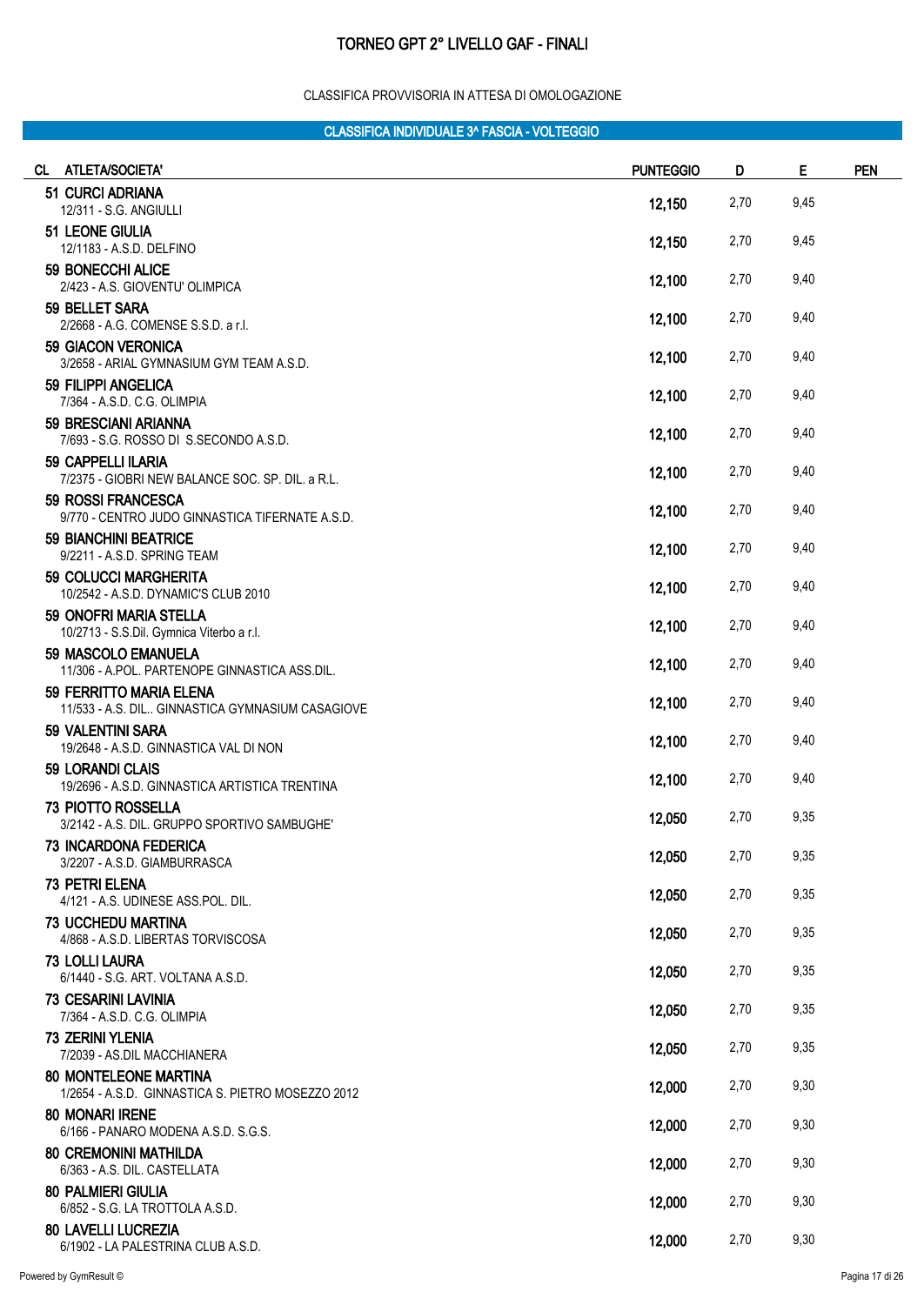# TORNEO GPT 2° LIVELLO GAF - FINALI

CLASSIFICA PROVVISORIA IN ATTESA DI OMOLOGAZIONE

## CLASSIFICA INDIVIDUALE 3^ FASCIA - VOLTEGGIO

| CL | ATLETA/SOCIETA' | PUNTEGGIO | D | E | PEN |
|---|---|---|---|---|---|
| 51 | CURCI ADRIANA<br>12/311 - S.G. ANGIULLI | 12,150 | 2,70 | 9,45 | |
| 51 | LEONE GIULIA<br>12/1183 - A.S.D. DELFINO | 12,150 | 2,70 | 9,45 | |
| 59 | BONECCHI ALICE<br>2/423 - A.S. GIOVENTU' OLIMPICA | 12,100 | 2,70 | 9,40 | |
| 59 | BELLET SARA<br>2/2668 - A.G. COMENSE S.S.D. a r.l. | 12,100 | 2,70 | 9,40 | |
| 59 | GIACON VERONICA<br>3/2658 - ARIAL GYMNASIUM GYM TEAM A.S.D. | 12,100 | 2,70 | 9,40 | |
| 59 | FILIPPI ANGELICA<br>7/364 - A.S.D. C.G. OLIMPIA | 12,100 | 2,70 | 9,40 | |
| 59 | BRESCIANI ARIANNA<br>7/693 - S.G. ROSSO DI S.SECONDO A.S.D. | 12,100 | 2,70 | 9,40 | |
| 59 | CAPPELLI ILARIA<br>7/2375 - GIOBRI NEW BALANCE SOC. SP. DIL. a R.L. | 12,100 | 2,70 | 9,40 | |
| 59 | ROSSI FRANCESCA<br>9/770 - CENTRO JUDO GINNASTICA TIFERNATE A.S.D. | 12,100 | 2,70 | 9,40 | |
| 59 | BIANCHINI BEATRICE<br>9/2211 - A.S.D. SPRING TEAM | 12,100 | 2,70 | 9,40 | |
| 59 | COLUCCI MARGHERITA<br>10/2542 - A.S.D. DYNAMIC'S CLUB 2010 | 12,100 | 2,70 | 9,40 | |
| 59 | ONOFRI MARIA STELLA<br>10/2713 - S.S.Dil. Gymnica Viterbo a r.l. | 12,100 | 2,70 | 9,40 | |
| 59 | MASCOLO EMANUELA<br>11/306 - A.POL. PARTENOPE GINNASTICA ASS.DIL. | 12,100 | 2,70 | 9,40 | |
| 59 | FERRITTO MARIA ELENA<br>11/533 - A.S. DIL.. GINNASTICA GYMNASIUM CASAGIOVE | 12,100 | 2,70 | 9,40 | |
| 59 | VALENTINI SARA<br>19/2648 - A.S.D. GINNASTICA VAL DI NON | 12,100 | 2,70 | 9,40 | |
| 59 | LORANDI CLAIS<br>19/2696 - A.S.D. GINNASTICA ARTISTICA TRENTINA | 12,100 | 2,70 | 9,40 | |
| 73 | PIOTTO ROSSELLA<br>3/2142 - A.S. DIL. GRUPPO SPORTIVO SAMBUGHE' | 12,050 | 2,70 | 9,35 | |
| 73 | INCARDONA FEDERICA<br>3/2207 - A.S.D. GIAMBURRASCA | 12,050 | 2,70 | 9,35 | |
| 73 | PETRI ELENA<br>4/121 - A.S. UDINESE ASS.POL. DIL. | 12,050 | 2,70 | 9,35 | |
| 73 | UCCHEDU MARTINA<br>4/868 - A.S.D. LIBERTAS TORVISCOSA | 12,050 | 2,70 | 9,35 | |
| 73 | LOLLI LAURA<br>6/1440 - S.G. ART. VOLTANA A.S.D. | 12,050 | 2,70 | 9,35 | |
| 73 | CESARINI LAVINIA<br>7/364 - A.S.D. C.G. OLIMPIA | 12,050 | 2,70 | 9,35 | |
| 73 | ZERINI YLENIA<br>7/2039 - AS.DIL MACCHIANERA | 12,050 | 2,70 | 9,35 | |
| 80 | MONTELEONE MARTINA<br>1/2654 - A.S.D. GINNASTICA S. PIETRO MOSEZZO 2012 | 12,000 | 2,70 | 9,30 | |
| 80 | MONARI IRENE<br>6/166 - PANARO MODENA A.S.D. S.G.S. | 12,000 | 2,70 | 9,30 | |
| 80 | CREMONINI MATHILDA<br>6/363 - A.S. DIL. CASTELLATA | 12,000 | 2,70 | 9,30 | |
| 80 | PALMIERI GIULIA<br>6/852 - S.G. LA TROTTOLA A.S.D. | 12,000 | 2,70 | 9,30 | |
| 80 | LAVELLI LUCREZIA<br>6/1902 - LA PALESTRINA CLUB A.S.D. | 12,000 | 2,70 | 9,30 | |

Powered by GymResult ©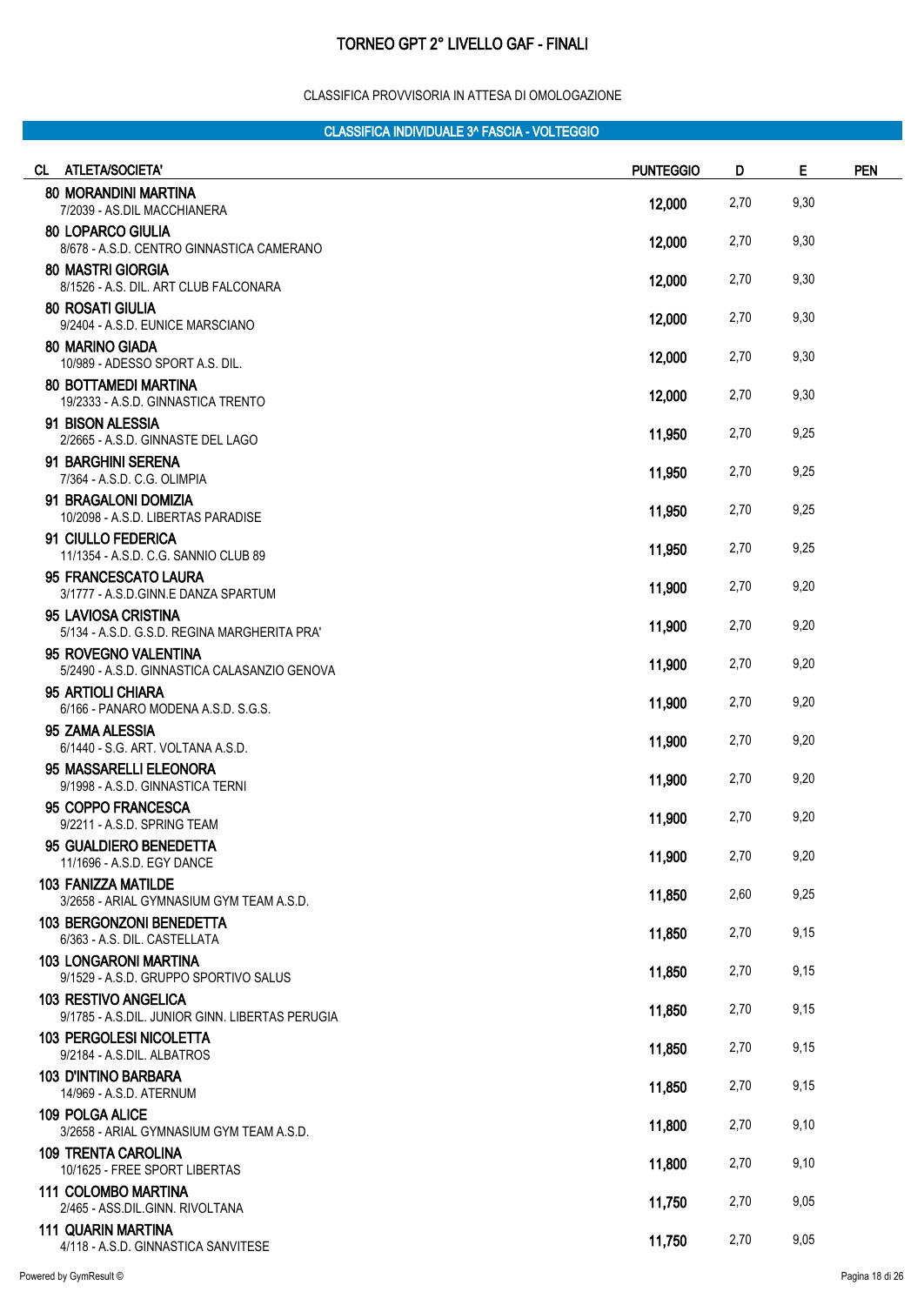# TORNEO GPT 2° LIVELLO GAF - FINALI

CLASSIFICA PROVVISORIA IN ATTESA DI OMOLOGAZIONE

## CLASSIFICA INDIVIDUALE 3^ FASCIA - VOLTEGGIO

| CL | ATLETA/SOCIETA' | PUNTEGGIO | D | E | PEN |
|---|---|---|---|---|---|
| 80 | **MORANDINI MARTINA**<br>7/2039 - AS.DIL MACCHIANERA | 12,000 | 2,70 | 9,30 | |
| 80 | **LOPARCO GIULIA**<br>8/678 - A.S.D. CENTRO GINNASTICA CAMERANO | 12,000 | 2,70 | 9,30 | |
| 80 | **MASTRI GIORGIA**<br>8/1526 - A.S. DIL. ART CLUB FALCONARA | 12,000 | 2,70 | 9,30 | |
| 80 | **ROSATI GIULIA**<br>9/2404 - A.S.D. EUNICE MARSCIANO | 12,000 | 2,70 | 9,30 | |
| 80 | **MARINO GIADA**<br>10/989 - ADESSO SPORT A.S. DIL. | 12,000 | 2,70 | 9,30 | |
| 80 | **BOTTAMEDI MARTINA**<br>19/2333 - A.S.D. GINNASTICA TRENTO | 12,000 | 2,70 | 9,30 | |
| 91 | **BISON ALESSIA**<br>2/2665 - A.S.D. GINNASTE DEL LAGO | 11,950 | 2,70 | 9,25 | |
| 91 | **BARGHINI SERENA**<br>7/364 - A.S.D. C.G. OLIMPIA | 11,950 | 2,70 | 9,25 | |
| 91 | **BRAGALONI DOMIZIA**<br>10/2098 - A.S.D. LIBERTAS PARADISE | 11,950 | 2,70 | 9,25 | |
| 91 | **CIULLO FEDERICA**<br>11/1354 - A.S.D. C.G. SANNIO CLUB 89 | 11,950 | 2,70 | 9,25 | |
| 95 | **FRANCESCATO LAURA**<br>3/1777 - A.S.D.GINN.E DANZA SPARTUM | 11,900 | 2,70 | 9,20 | |
| 95 | **LAVIOSA CRISTINA**<br>5/134 - A.S.D. G.S.D. REGINA MARGHERITA PRA' | 11,900 | 2,70 | 9,20 | |
| 95 | **ROVEGNO VALENTINA**<br>5/2490 - A.S.D. GINNASTICA CALASANZIO GENOVA | 11,900 | 2,70 | 9,20 | |
| 95 | **ARTIOLI CHIARA**<br>6/166 - PANARO MODENA A.S.D. S.G.S. | 11,900 | 2,70 | 9,20 | |
| 95 | **ZAMA ALESSIA**<br>6/1440 - S.G. ART. VOLTANA A.S.D. | 11,900 | 2,70 | 9,20 | |
| 95 | **MASSARELLI ELEONORA**<br>9/1998 - A.S.D. GINNASTICA TERNI | 11,900 | 2,70 | 9,20 | |
| 95 | **COPPO FRANCESCA**<br>9/2211 - A.S.D. SPRING TEAM | 11,900 | 2,70 | 9,20 | |
| 95 | **GUALDIERO BENEDETTA**<br>11/1696 - A.S.D. EGY DANCE | 11,900 | 2,70 | 9,20 | |
| 103 | **FANIZZA MATILDE**<br>3/2658 - ARIAL GYMNASIUM GYM TEAM A.S.D. | 11,850 | 2,60 | 9,25 | |
| 103 | **BERGONZONI BENEDETTA**<br>6/363 - A.S. DIL. CASTELLATA | 11,850 | 2,70 | 9,15 | |
| 103 | **LONGARONI MARTINA**<br>9/1529 - A.S.D. GRUPPO SPORTIVO SALUS | 11,850 | 2,70 | 9,15 | |
| 103 | **RESTIVO ANGELICA**<br>9/1785 - A.S.DIL. JUNIOR GINN. LIBERTAS PERUGIA | 11,850 | 2,70 | 9,15 | |
| 103 | **PERGOLESI NICOLETTA**<br>9/2184 - A.S.DIL. ALBATROS | 11,850 | 2,70 | 9,15 | |
| 103 | **D'INTINO BARBARA**<br>14/969 - A.S.D. ATERNUM | 11,850 | 2,70 | 9,15 | |
| 109 | **POLGA ALICE**<br>3/2658 - ARIAL GYMNASIUM GYM TEAM A.S.D. | 11,800 | 2,70 | 9,10 | |
| 109 | **TRENTA CAROLINA**<br>10/1625 - FREE SPORT LIBERTAS | 11,800 | 2,70 | 9,10 | |
| 111 | **COLOMBO MARTINA**<br>2/465 - ASS.DIL.GINN. RIVOLTANA | 11,750 | 2,70 | 9,05 | |
| 111 | **QUARIN MARTINA**<br>4/118 - A.S.D. GINNASTICA SANVITESE | 11,750 | 2,70 | 9,05 | |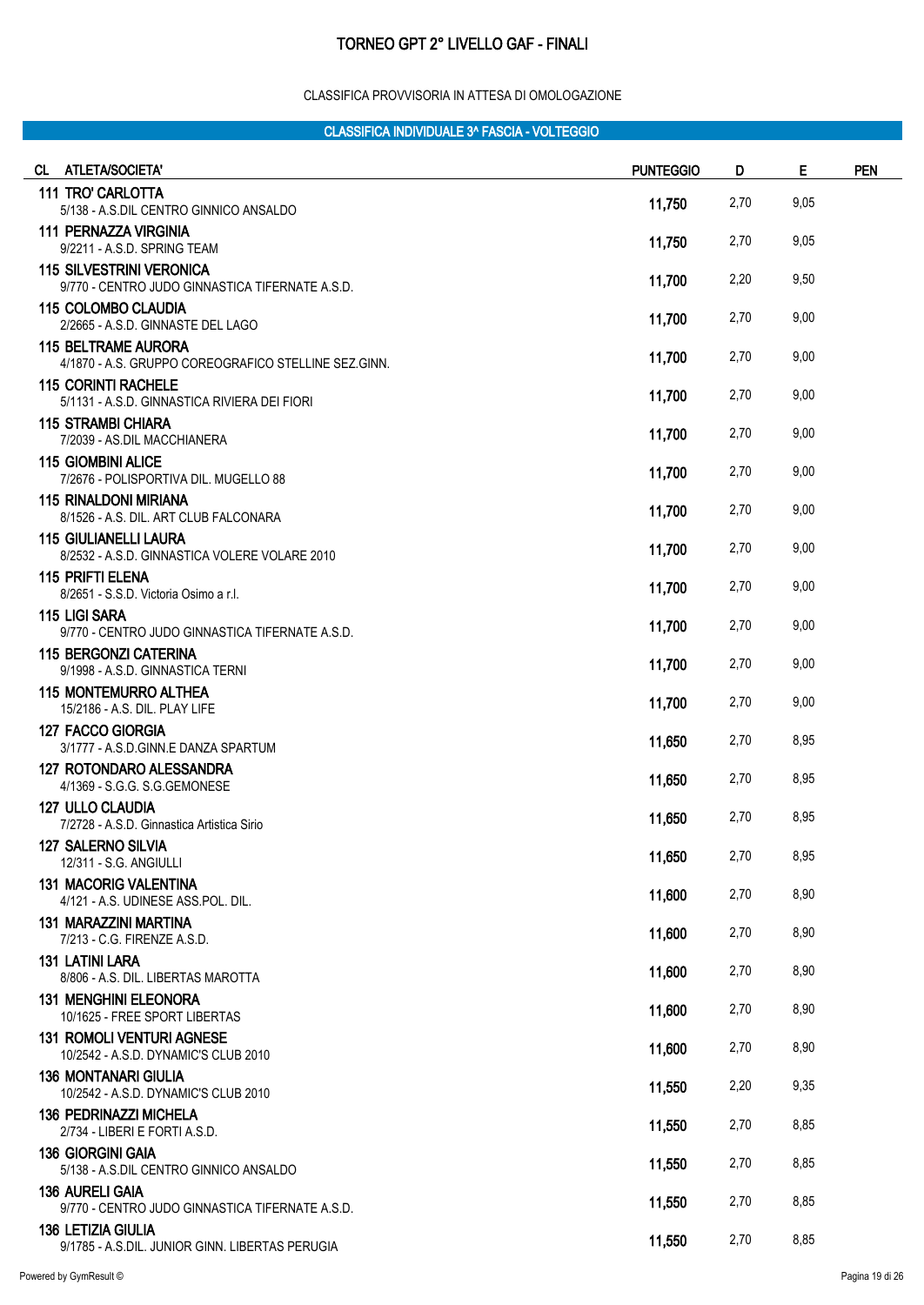# TORNEO GPT 2° LIVELLO GAF - FINALI

CLASSIFICA PROVVISORIA IN ATTESA DI OMOLOGAZIONE

## CLASSIFICA INDIVIDUALE 3^ FASCIA - VOLTEGGIO

| CL | ATLETA/SOCIETA' | PUNTEGGIO | D | E | PEN |
|---|---|---|---|---|---|
| 111 | **TRO' CARLOTTA**<br>5/138 - A.S.DIL CENTRO GINNICO ANSALDO | 11,750 | 2,70 | 9,05 | |
| 111 | **PERNAZZA VIRGINIA**<br>9/2211 - A.S.D. SPRING TEAM | 11,750 | 2,70 | 9,05 | |
| 115 | **SILVESTRINI VERONICA**<br>9/770 - CENTRO JUDO GINNASTICA TIFERNATE A.S.D. | 11,700 | 2,20 | 9,50 | |
| 115 | **COLOMBO CLAUDIA**<br>2/2665 - A.S.D. GINNASTE DEL LAGO | 11,700 | 2,70 | 9,00 | |
| 115 | **BELTRAME AURORA**<br>4/1870 - A.S. GRUPPO COREOGRAFICO STELLINE SEZ.GINN. | 11,700 | 2,70 | 9,00 | |
| 115 | **CORINTI RACHELE**<br>5/1131 - A.S.D. GINNASTICA RIVIERA DEI FIORI | 11,700 | 2,70 | 9,00 | |
| 115 | **STRAMBI CHIARA**<br>7/2039 - AS.DIL MACCHIANERA | 11,700 | 2,70 | 9,00 | |
| 115 | **GIOMBINI ALICE**<br>7/2676 - POLISPORTIVA DIL. MUGELLO 88 | 11,700 | 2,70 | 9,00 | |
| 115 | **RINALDONI MIRIANA**<br>8/1526 - A.S. DIL. ART CLUB FALCONARA | 11,700 | 2,70 | 9,00 | |
| 115 | **GIULIANELLI LAURA**<br>8/2532 - A.S.D. GINNASTICA VOLERE VOLARE 2010 | 11,700 | 2,70 | 9,00 | |
| 115 | **PRIFTI ELENA**<br>8/2651 - S.S.D. Victoria Osimo a r.l. | 11,700 | 2,70 | 9,00 | |
| 115 | **LIGI SARA**<br>9/770 - CENTRO JUDO GINNASTICA TIFERNATE A.S.D. | 11,700 | 2,70 | 9,00 | |
| 115 | **BERGONZI CATERINA**<br>9/1998 - A.S.D. GINNASTICA TERNI | 11,700 | 2,70 | 9,00 | |
| 115 | **MONTEMURRO ALTHEA**<br>15/2186 - A.S. DIL. PLAY LIFE | 11,700 | 2,70 | 9,00 | |
| 127 | **FACCO GIORGIA**<br>3/1777 - A.S.D.GINN.E DANZA SPARTUM | 11,650 | 2,70 | 8,95 | |
| 127 | **ROTONDARO ALESSANDRA**<br>4/1369 - S.G.G. S.G.GEMONESE | 11,650 | 2,70 | 8,95 | |
| 127 | **ULLO CLAUDIA**<br>7/2728 - A.S.D. Ginnastica Artistica Sirio | 11,650 | 2,70 | 8,95 | |
| 127 | **SALERNO SILVIA**<br>12/311 - S.G. ANGIULLI | 11,650 | 2,70 | 8,95 | |
| 131 | **MACORIG VALENTINA**<br>4/121 - A.S. UDINESE ASS.POL. DIL. | 11,600 | 2,70 | 8,90 | |
| 131 | **MARAZZINI MARTINA**<br>7/213 - C.G. FIRENZE A.S.D. | 11,600 | 2,70 | 8,90 | |
| 131 | **LATINI LARA**<br>8/806 - A.S. DIL. LIBERTAS MAROTTA | 11,600 | 2,70 | 8,90 | |
| 131 | **MENGHINI ELEONORA**<br>10/1625 - FREE SPORT LIBERTAS | 11,600 | 2,70 | 8,90 | |
| 131 | **ROMOLI VENTURI AGNESE**<br>10/2542 - A.S.D. DYNAMIC'S CLUB 2010 | 11,600 | 2,70 | 8,90 | |
| 136 | **MONTANARI GIULIA**<br>10/2542 - A.S.D. DYNAMIC'S CLUB 2010 | 11,550 | 2,20 | 9,35 | |
| 136 | **PEDRINAZZI MICHELA**<br>2/734 - LIBERI E FORTI A.S.D. | 11,550 | 2,70 | 8,85 | |
| 136 | **GIORGINI GAIA**<br>5/138 - A.S.DIL CENTRO GINNICO ANSALDO | 11,550 | 2,70 | 8,85 | |
| 136 | **AURELI GAIA**<br>9/770 - CENTRO JUDO GINNASTICA TIFERNATE A.S.D. | 11,550 | 2,70 | 8,85 | |
| 136 | **LETIZIA GIULIA**<br>9/1785 - A.S.DIL. JUNIOR GINN. LIBERTAS PERUGIA | 11,550 | 2,70 | 8,85 | |

Powered by GymResult ©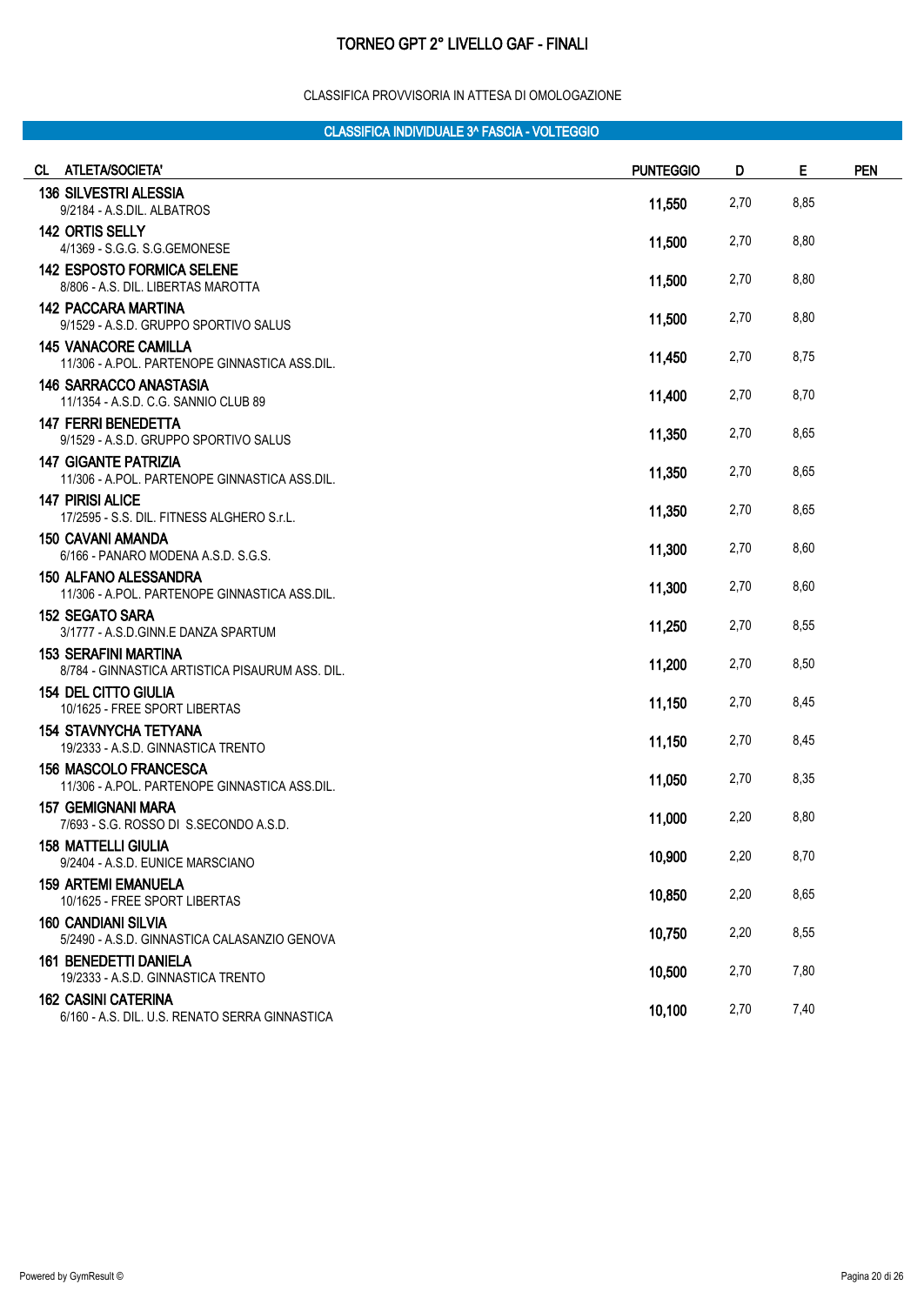# TORNEO GPT 2° LIVELLO GAF - FINALI

CLASSIFICA PROVVISORIA IN ATTESA DI OMOLOGAZIONE

## CLASSIFICA INDIVIDUALE 3^ FASCIA - VOLTEGGIO

| CL | ATLETA/SOCIETA' | PUNTEGGIO | D | E | PEN |
|---|---|---|---|---|---|
| 136 | **SILVESTRI ALESSIA**<br>9/2184 - A.S.DIL. ALBATROS | 11,550 | 2,70 | 8,85 | |
| 142 | **ORTIS SELLY**<br>4/1369 - S.G.G. S.G.GEMONESE | 11,500 | 2,70 | 8,80 | |
| 142 | **ESPOSTO FORMICA SELENE**<br>8/806 - A.S. DIL. LIBERTAS MAROTTA | 11,500 | 2,70 | 8,80 | |
| 142 | **PACCARA MARTINA**<br>9/1529 - A.S.D. GRUPPO SPORTIVO SALUS | 11,500 | 2,70 | 8,80 | |
| 145 | **VANACORE CAMILLA**<br>11/306 - A.POL. PARTENOPE GINNASTICA ASS.DIL. | 11,450 | 2,70 | 8,75 | |
| 146 | **SARRACCO ANASTASIA**<br>11/1354 - A.S.D. C.G. SANNIO CLUB 89 | 11,400 | 2,70 | 8,70 | |
| 147 | **FERRI BENEDETTA**<br>9/1529 - A.S.D. GRUPPO SPORTIVO SALUS | 11,350 | 2,70 | 8,65 | |
| 147 | **GIGANTE PATRIZIA**<br>11/306 - A.POL. PARTENOPE GINNASTICA ASS.DIL. | 11,350 | 2,70 | 8,65 | |
| 147 | **PIRISI ALICE**<br>17/2595 - S.S. DIL. FITNESS ALGHERO S.r.L. | 11,350 | 2,70 | 8,65 | |
| 150 | **CAVANI AMANDA**<br>6/166 - PANARO MODENA A.S.D. S.G.S. | 11,300 | 2,70 | 8,60 | |
| 150 | **ALFANO ALESSANDRA**<br>11/306 - A.POL. PARTENOPE GINNASTICA ASS.DIL. | 11,300 | 2,70 | 8,60 | |
| 152 | **SEGATO SARA**<br>3/1777 - A.S.D.GINN.E DANZA SPARTUM | 11,250 | 2,70 | 8,55 | |
| 153 | **SERAFINI MARTINA**<br>8/784 - GINNASTICA ARTISTICA PISAURUM ASS. DIL. | 11,200 | 2,70 | 8,50 | |
| 154 | **DEL CITTO GIULIA**<br>10/1625 - FREE SPORT LIBERTAS | 11,150 | 2,70 | 8,45 | |
| 154 | **STAVNYCHA TETYANA**<br>19/2333 - A.S.D. GINNASTICA TRENTO | 11,150 | 2,70 | 8,45 | |
| 156 | **MASCOLO FRANCESCA**<br>11/306 - A.POL. PARTENOPE GINNASTICA ASS.DIL. | 11,050 | 2,70 | 8,35 | |
| 157 | **GEMIGNANI MARA**<br>7/693 - S.G. ROSSO DI S.SECONDO A.S.D. | 11,000 | 2,20 | 8,80 | |
| 158 | **MATTELLI GIULIA**<br>9/2404 - A.S.D. EUNICE MARSCIANO | 10,900 | 2,20 | 8,70 | |
| 159 | **ARTEMI EMANUELA**<br>10/1625 - FREE SPORT LIBERTAS | 10,850 | 2,20 | 8,65 | |
| 160 | **CANDIANI SILVIA**<br>5/2490 - A.S.D. GINNASTICA CALASANZIO GENOVA | 10,750 | 2,20 | 8,55 | |
| 161 | **BENEDETTI DANIELA**<br>19/2333 - A.S.D. GINNASTICA TRENTO | 10,500 | 2,70 | 7,80 | |
| 162 | **CASINI CATERINA**<br>6/160 - A.S. DIL. U.S. RENATO SERRA GINNASTICA | 10,100 | 2,70 | 7,40 | |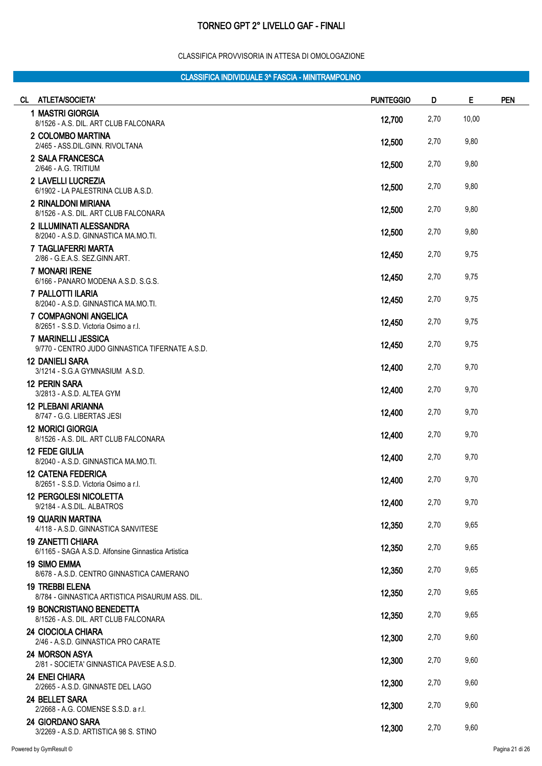# TORNEO GPT 2° LIVELLO GAF - FINALI

CLASSIFICA PROVVISORIA IN ATTESA DI OMOLOGAZIONE

## CLASSIFICA INDIVIDUALE 3^ FASCIA - MINITRAMPOLINO

| CL | ATLETA/SOCIETA' | PUNTEGGIO | D | E | PEN |
|---|---|---|---|---|---|
| 1 | MASTRI GIORGIA<br>8/1526 - A.S. DIL. ART CLUB FALCONARA | 12,700 | 2,70 | 10,00 | |
| 2 | COLOMBO MARTINA<br>2/465 - ASS.DIL.GINN. RIVOLTANA | 12,500 | 2,70 | 9,80 | |
| 2 | SALA FRANCESCA<br>2/646 - A.G. TRITIUM | 12,500 | 2,70 | 9,80 | |
| 2 | LAVELLI LUCREZIA<br>6/1902 - LA PALESTRINA CLUB A.S.D. | 12,500 | 2,70 | 9,80 | |
| 2 | RINALDONI MIRIANA<br>8/1526 - A.S. DIL. ART CLUB FALCONARA | 12,500 | 2,70 | 9,80 | |
| 2 | ILLUMINATI ALESSANDRA<br>8/2040 - A.S.D. GINNASTICA MA.MO.TI. | 12,500 | 2,70 | 9,80 | |
| 7 | TAGLIAFERRI MARTA<br>2/86 - G.E.A.S. SEZ.GINN.ART. | 12,450 | 2,70 | 9,75 | |
| 7 | MONARI IRENE<br>6/166 - PANARO MODENA A.S.D. S.G.S. | 12,450 | 2,70 | 9,75 | |
| 7 | PALLOTTI ILARIA<br>8/2040 - A.S.D. GINNASTICA MA.MO.TI. | 12,450 | 2,70 | 9,75 | |
| 7 | COMPAGNONI ANGELICA<br>8/2651 - S.S.D. Victoria Osimo a r.l. | 12,450 | 2,70 | 9,75 | |
| 7 | MARINELLI JESSICA<br>9/770 - CENTRO JUDO GINNASTICA TIFERNATE A.S.D. | 12,450 | 2,70 | 9,75 | |
| 12 | DANIELI SARA<br>3/1214 - S.G.A GYMNASIUM A.S.D. | 12,400 | 2,70 | 9,70 | |
| 12 | PERIN SARA<br>3/2813 - A.S.D. ALTEA GYM | 12,400 | 2,70 | 9,70 | |
| 12 | PLEBANI ARIANNA<br>8/747 - G.G. LIBERTAS JESI | 12,400 | 2,70 | 9,70 | |
| 12 | MORICI GIORGIA<br>8/1526 - A.S. DIL. ART CLUB FALCONARA | 12,400 | 2,70 | 9,70 | |
| 12 | FEDE GIULIA<br>8/2040 - A.S.D. GINNASTICA MA.MO.TI. | 12,400 | 2,70 | 9,70 | |
| 12 | CATENA FEDERICA<br>8/2651 - S.S.D. Victoria Osimo a r.l. | 12,400 | 2,70 | 9,70 | |
| 12 | PERGOLESI NICOLETTA<br>9/2184 - A.S.DIL. ALBATROS | 12,400 | 2,70 | 9,70 | |
| 19 | QUARIN MARTINA<br>4/118 - A.S.D. GINNASTICA SANVITESE | 12,350 | 2,70 | 9,65 | |
| 19 | ZANETTI CHIARA<br>6/1165 - SAGA A.S.D. Alfonsine Ginnastica Artistica | 12,350 | 2,70 | 9,65 | |
| 19 | SIMO EMMA<br>8/678 - A.S.D. CENTRO GINNASTICA CAMERANO | 12,350 | 2,70 | 9,65 | |
| 19 | TREBBI ELENA<br>8/784 - GINNASTICA ARTISTICA PISAURUM ASS. DIL. | 12,350 | 2,70 | 9,65 | |
| 19 | BONCRISTIANO BENEDETTA<br>8/1526 - A.S. DIL. ART CLUB FALCONARA | 12,350 | 2,70 | 9,65 | |
| 24 | CIOCIOLA CHIARA<br>2/46 - A.S.D. GINNASTICA PRO CARATE | 12,300 | 2,70 | 9,60 | |
| 24 | MORSON ASYA<br>2/81 - SOCIETA' GINNASTICA PAVESE A.S.D. | 12,300 | 2,70 | 9,60 | |
| 24 | ENEI CHIARA<br>2/2665 - A.S.D. GINNASTE DEL LAGO | 12,300 | 2,70 | 9,60 | |
| 24 | BELLET SARA<br>2/2668 - A.G. COMENSE S.S.D. a r.l. | 12,300 | 2,70 | 9,60 | |
| 24 | GIORDANO SARA<br>3/2269 - A.S.D. ARTISTICA 98 S. STINO | 12,300 | 2,70 | 9,60 | |

Powered by GymResult ©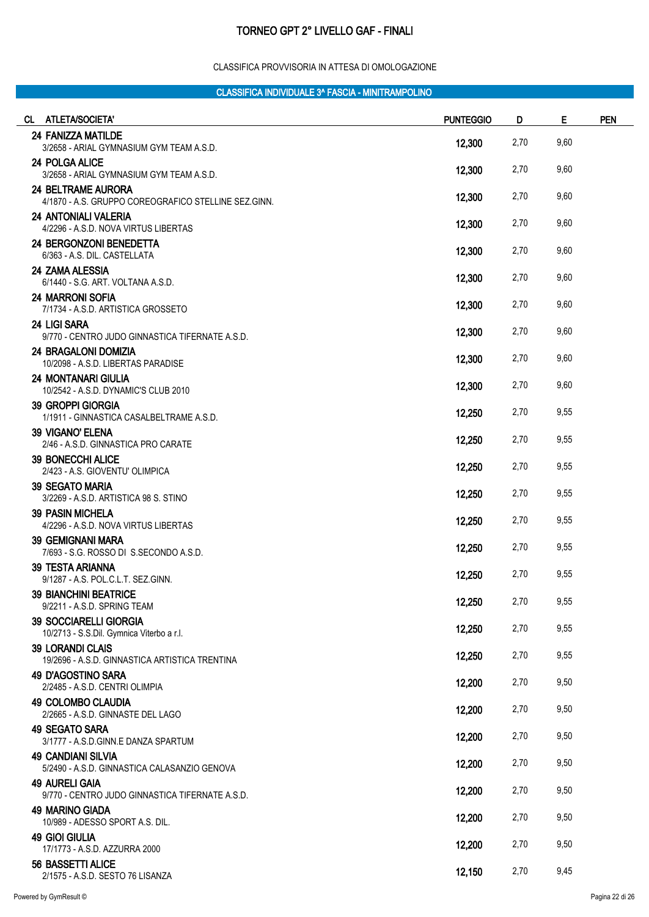# TORNEO GPT 2° LIVELLO GAF - FINALI

CLASSIFICA PROVVISORIA IN ATTESA DI OMOLOGAZIONE

## CLASSIFICA INDIVIDUALE 3^ FASCIA - MINITRAMPOLINO

| CL | ATLETA/SOCIETA' | PUNTEGGIO | D | E | PEN |
|---|---|---|---|---|---|
| 24 | **FANIZZA MATILDE**<br>3/2658 - ARIAL GYMNASIUM GYM TEAM A.S.D. | 12,300 | 2,70 | 9,60 | |
| 24 | **POLGA ALICE**<br>3/2658 - ARIAL GYMNASIUM GYM TEAM A.S.D. | 12,300 | 2,70 | 9,60 | |
| 24 | **BELTRAME AURORA**<br>4/1870 - A.S. GRUPPO COREOGRAFICO STELLINE SEZ.GINN. | 12,300 | 2,70 | 9,60 | |
| 24 | **ANTONIALI VALERIA**<br>4/2296 - A.S.D. NOVA VIRTUS LIBERTAS | 12,300 | 2,70 | 9,60 | |
| 24 | **BERGONZONI BENEDETTA**<br>6/363 - A.S. DIL. CASTELLATA | 12,300 | 2,70 | 9,60 | |
| 24 | **ZAMA ALESSIA**<br>6/1440 - S.G. ART. VOLTANA A.S.D. | 12,300 | 2,70 | 9,60 | |
| 24 | **MARRONI SOFIA**<br>7/1734 - A.S.D. ARTISTICA GROSSETO | 12,300 | 2,70 | 9,60 | |
| 24 | **LIGI SARA**<br>9/770 - CENTRO JUDO GINNASTICA TIFERNATE A.S.D. | 12,300 | 2,70 | 9,60 | |
| 24 | **BRAGALONI DOMIZIA**<br>10/2098 - A.S.D. LIBERTAS PARADISE | 12,300 | 2,70 | 9,60 | |
| 24 | **MONTANARI GIULIA**<br>10/2542 - A.S.D. DYNAMIC'S CLUB 2010 | 12,300 | 2,70 | 9,60 | |
| 39 | **GROPPI GIORGIA**<br>1/1911 - GINNASTICA CASALBELTRAME A.S.D. | 12,250 | 2,70 | 9,55 | |
| 39 | **VIGANO' ELENA**<br>2/46 - A.S.D. GINNASTICA PRO CARATE | 12,250 | 2,70 | 9,55 | |
| 39 | **BONECCHI ALICE**<br>2/423 - A.S. GIOVENTU' OLIMPICA | 12,250 | 2,70 | 9,55 | |
| 39 | **SEGATO MARIA**<br>3/2269 - A.S.D. ARTISTICA 98 S. STINO | 12,250 | 2,70 | 9,55 | |
| 39 | **PASIN MICHELA**<br>4/2296 - A.S.D. NOVA VIRTUS LIBERTAS | 12,250 | 2,70 | 9,55 | |
| 39 | **GEMIGNANI MARA**<br>7/693 - S.G. ROSSO DI S.SECONDO A.S.D. | 12,250 | 2,70 | 9,55 | |
| 39 | **TESTA ARIANNA**<br>9/1287 - A.S. POL.C.L.T. SEZ.GINN. | 12,250 | 2,70 | 9,55 | |
| 39 | **BIANCHINI BEATRICE**<br>9/2211 - A.S.D. SPRING TEAM | 12,250 | 2,70 | 9,55 | |
| 39 | **SOCCIARELLI GIORGIA**<br>10/2713 - S.S.Dil. Gymnica Viterbo a r.l. | 12,250 | 2,70 | 9,55 | |
| 39 | **LORANDI CLAIS**<br>19/2696 - A.S.D. GINNASTICA ARTISTICA TRENTINA | 12,250 | 2,70 | 9,55 | |
| 49 | **D'AGOSTINO SARA**<br>2/2485 - A.S.D. CENTRI OLIMPIA | 12,200 | 2,70 | 9,50 | |
| 49 | **COLOMBO CLAUDIA**<br>2/2665 - A.S.D. GINNASTE DEL LAGO | 12,200 | 2,70 | 9,50 | |
| 49 | **SEGATO SARA**<br>3/1777 - A.S.D.GINN.E DANZA SPARTUM | 12,200 | 2,70 | 9,50 | |
| 49 | **CANDIANI SILVIA**<br>5/2490 - A.S.D. GINNASTICA CALASANZIO GENOVA | 12,200 | 2,70 | 9,50 | |
| 49 | **AURELI GAIA**<br>9/770 - CENTRO JUDO GINNASTICA TIFERNATE A.S.D. | 12,200 | 2,70 | 9,50 | |
| 49 | **MARINO GIADA**<br>10/989 - ADESSO SPORT A.S. DIL. | 12,200 | 2,70 | 9,50 | |
| 49 | **GIOI GIULIA**<br>17/1773 - A.S.D. AZZURRA 2000 | 12,200 | 2,70 | 9,50 | |
| 56 | **BASSETTI ALICE**<br>2/1575 - A.S.D. SESTO 76 LISANZA | 12,150 | 2,70 | 9,45 | |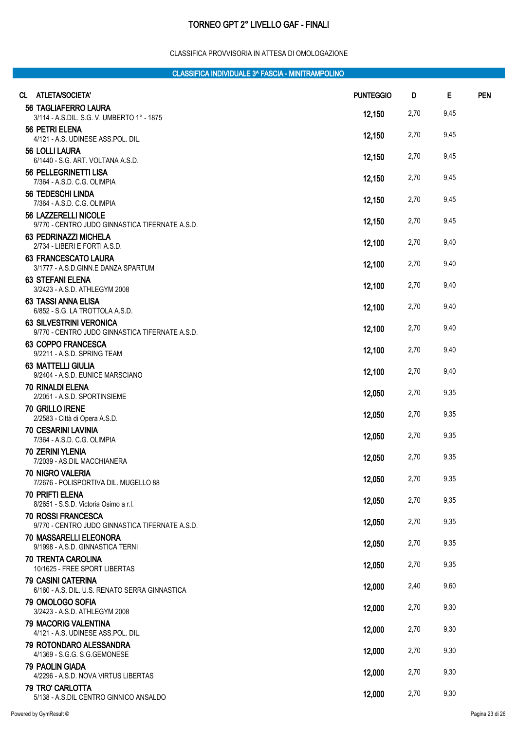# TORNEO GPT 2° LIVELLO GAF - FINALI

CLASSIFICA PROVVISORIA IN ATTESA DI OMOLOGAZIONE

## CLASSIFICA INDIVIDUALE 3^ FASCIA - MINITRAMPOLINO

| CL | ATLETA/SOCIETA' | PUNTEGGIO | D | E | PEN |
|---|---|---|---|---|---|
| 56 | TAGLIAFERRO LAURA<br>3/114 - A.S.DIL. S.G. V. UMBERTO 1° - 1875 | 12,150 | 2,70 | 9,45 | |
| 56 | PETRI ELENA<br>4/121 - A.S. UDINESE ASS.POL. DIL. | 12,150 | 2,70 | 9,45 | |
| 56 | LOLLI LAURA<br>6/1440 - S.G. ART. VOLTANA A.S.D. | 12,150 | 2,70 | 9,45 | |
| 56 | PELLEGRINETTI LISA<br>7/364 - A.S.D. C.G. OLIMPIA | 12,150 | 2,70 | 9,45 | |
| 56 | TEDESCHI LINDA<br>7/364 - A.S.D. C.G. OLIMPIA | 12,150 | 2,70 | 9,45 | |
| 56 | LAZZERELLI NICOLE<br>9/770 - CENTRO JUDO GINNASTICA TIFERNATE A.S.D. | 12,150 | 2,70 | 9,45 | |
| 63 | PEDRINAZZI MICHELA<br>2/734 - LIBERI E FORTI A.S.D. | 12,100 | 2,70 | 9,40 | |
| 63 | FRANCESCATO LAURA<br>3/1777 - A.S.D.GINN.E DANZA SPARTUM | 12,100 | 2,70 | 9,40 | |
| 63 | STEFANI ELENA<br>3/2423 - A.S.D. ATHLEGYM 2008 | 12,100 | 2,70 | 9,40 | |
| 63 | TASSI ANNA ELISA<br>6/852 - S.G. LA TROTTOLA A.S.D. | 12,100 | 2,70 | 9,40 | |
| 63 | SILVESTRINI VERONICA<br>9/770 - CENTRO JUDO GINNASTICA TIFERNATE A.S.D. | 12,100 | 2,70 | 9,40 | |
| 63 | COPPO FRANCESCA<br>9/2211 - A.S.D. SPRING TEAM | 12,100 | 2,70 | 9,40 | |
| 63 | MATTELLI GIULIA<br>9/2404 - A.S.D. EUNICE MARSCIANO | 12,100 | 2,70 | 9,40 | |
| 70 | RINALDI ELENA<br>2/2051 - A.S.D. SPORTINSIEME | 12,050 | 2,70 | 9,35 | |
| 70 | GRILLO IRENE<br>2/2583 - Città di Opera A.S.D. | 12,050 | 2,70 | 9,35 | |
| 70 | CESARINI LAVINIA<br>7/364 - A.S.D. C.G. OLIMPIA | 12,050 | 2,70 | 9,35 | |
| 70 | ZERINI YLENIA<br>7/2039 - AS.DIL MACCHIANERA | 12,050 | 2,70 | 9,35 | |
| 70 | NIGRO VALERIA<br>7/2676 - POLISPORTIVA DIL. MUGELLO 88 | 12,050 | 2,70 | 9,35 | |
| 70 | PRIFTI ELENA<br>8/2651 - S.S.D. Victoria Osimo a r.l. | 12,050 | 2,70 | 9,35 | |
| 70 | ROSSI FRANCESCA<br>9/770 - CENTRO JUDO GINNASTICA TIFERNATE A.S.D. | 12,050 | 2,70 | 9,35 | |
| 70 | MASSARELLI ELEONORA<br>9/1998 - A.S.D. GINNASTICA TERNI | 12,050 | 2,70 | 9,35 | |
| 70 | TRENTA CAROLINA<br>10/1625 - FREE SPORT LIBERTAS | 12,050 | 2,70 | 9,35 | |
| 79 | CASINI CATERINA<br>6/160 - A.S. DIL. U.S. RENATO SERRA GINNASTICA | 12,000 | 2,40 | 9,60 | |
| 79 | OMOLOGO SOFIA<br>3/2423 - A.S.D. ATHLEGYM 2008 | 12,000 | 2,70 | 9,30 | |
| 79 | MACORIG VALENTINA<br>4/121 - A.S. UDINESE ASS.POL. DIL. | 12,000 | 2,70 | 9,30 | |
| 79 | ROTONDARO ALESSANDRA<br>4/1369 - S.G.G. S.G.GEMONESE | 12,000 | 2,70 | 9,30 | |
| 79 | PAOLIN GIADA<br>4/2296 - A.S.D. NOVA VIRTUS LIBERTAS | 12,000 | 2,70 | 9,30 | |
| 79 | TRO' CARLOTTA<br>5/138 - A.S.DIL CENTRO GINNICO ANSALDO | 12,000 | 2,70 | 9,30 | |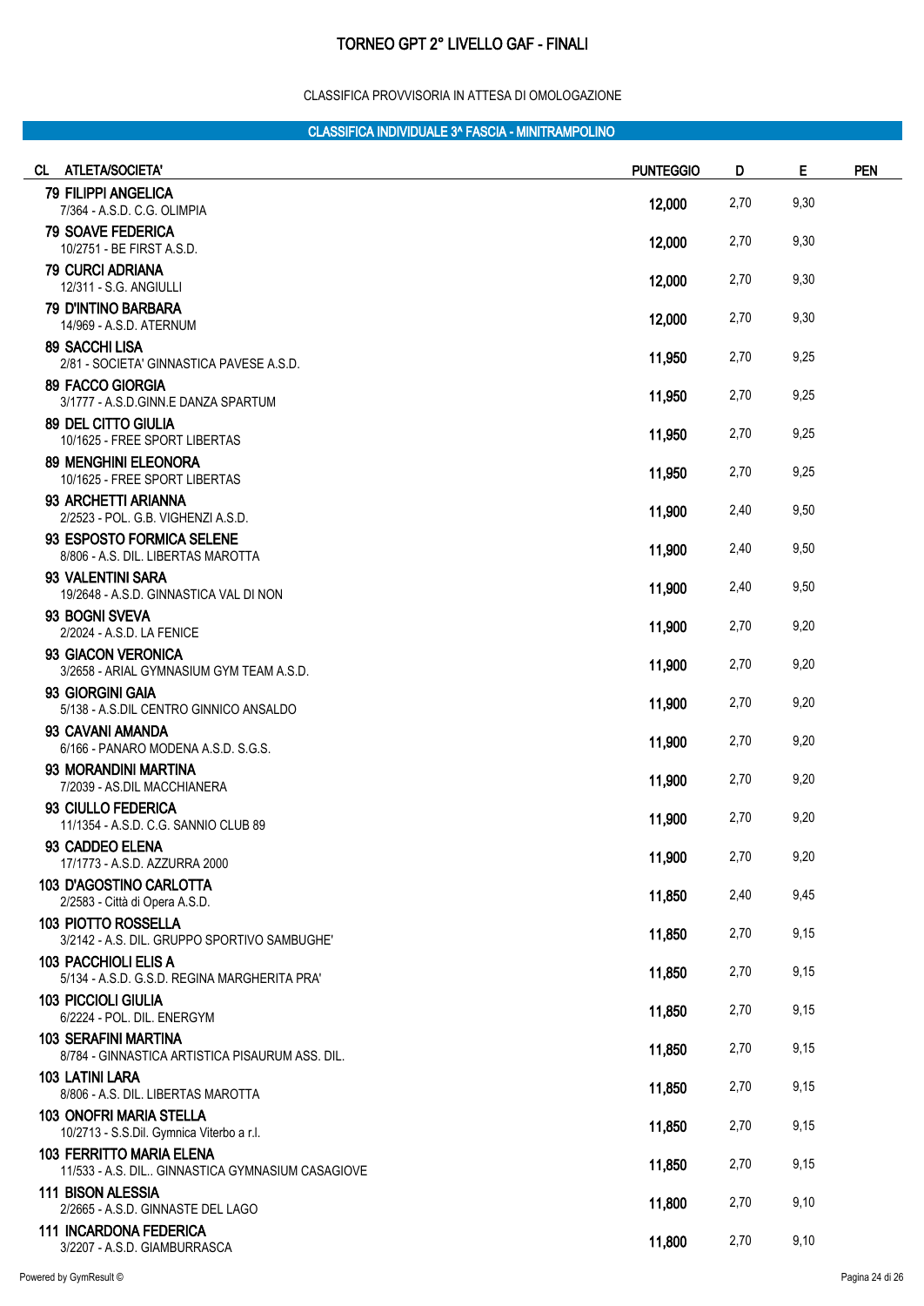# TORNEO GPT 2° LIVELLO GAF - FINALI

CLASSIFICA PROVVISORIA IN ATTESA DI OMOLOGAZIONE

## CLASSIFICA INDIVIDUALE 3^ FASCIA - MINITRAMPOLINO

| CL | ATLETA/SOCIETA' | PUNTEGGIO | D | E | PEN |
|---|---|---|---|---|---|
| 79 | **FILIPPI ANGELICA**<br>7/364 - A.S.D. C.G. OLIMPIA | 12,000 | 2,70 | 9,30 | |
| 79 | **SOAVE FEDERICA**<br>10/2751 - BE FIRST A.S.D. | 12,000 | 2,70 | 9,30 | |
| 79 | **CURCI ADRIANA**<br>12/311 - S.G. ANGIULLI | 12,000 | 2,70 | 9,30 | |
| 79 | **D'INTINO BARBARA**<br>14/969 - A.S.D. ATERNUM | 12,000 | 2,70 | 9,30 | |
| 89 | **SACCHI LISA**<br>2/81 - SOCIETA' GINNASTICA PAVESE A.S.D. | 11,950 | 2,70 | 9,25 | |
| 89 | **FACCO GIORGIA**<br>3/1777 - A.S.D.GINN.E DANZA SPARTUM | 11,950 | 2,70 | 9,25 | |
| 89 | **DEL CITTO GIULIA**<br>10/1625 - FREE SPORT LIBERTAS | 11,950 | 2,70 | 9,25 | |
| 89 | **MENGHINI ELEONORA**<br>10/1625 - FREE SPORT LIBERTAS | 11,950 | 2,70 | 9,25 | |
| 93 | **ARCHETTI ARIANNA**<br>2/2523 - POL. G.B. VIGHENZI A.S.D. | 11,900 | 2,40 | 9,50 | |
| 93 | **ESPOSTO FORMICA SELENE**<br>8/806 - A.S. DIL. LIBERTAS MAROTTA | 11,900 | 2,40 | 9,50 | |
| 93 | **VALENTINI SARA**<br>19/2648 - A.S.D. GINNASTICA VAL DI NON | 11,900 | 2,40 | 9,50 | |
| 93 | **BOGNI SVEVA**<br>2/2024 - A.S.D. LA FENICE | 11,900 | 2,70 | 9,20 | |
| 93 | **GIACON VERONICA**<br>3/2658 - ARIAL GYMNASIUM GYM TEAM A.S.D. | 11,900 | 2,70 | 9,20 | |
| 93 | **GIORGINI GAIA**<br>5/138 - A.S.DIL CENTRO GINNICO ANSALDO | 11,900 | 2,70 | 9,20 | |
| 93 | **CAVANI AMANDA**<br>6/166 - PANARO MODENA A.S.D. S.G.S. | 11,900 | 2,70 | 9,20 | |
| 93 | **MORANDINI MARTINA**<br>7/2039 - AS.DIL MACCHIANERA | 11,900 | 2,70 | 9,20 | |
| 93 | **CIULLO FEDERICA**<br>11/1354 - A.S.D. C.G. SANNIO CLUB 89 | 11,900 | 2,70 | 9,20 | |
| 93 | **CADDEO ELENA**<br>17/1773 - A.S.D. AZZURRA 2000 | 11,900 | 2,70 | 9,20 | |
| 103 | **D'AGOSTINO CARLOTTA**<br>2/2583 - Città di Opera A.S.D. | 11,850 | 2,40 | 9,45 | |
| 103 | **PIOTTO ROSSELLA**<br>3/2142 - A.S. DIL. GRUPPO SPORTIVO SAMBUGHE' | 11,850 | 2,70 | 9,15 | |
| 103 | **PACCHIOLI ELIS A**<br>5/134 - A.S.D. G.S.D. REGINA MARGHERITA PRA' | 11,850 | 2,70 | 9,15 | |
| 103 | **PICCIOLI GIULIA**<br>6/2224 - POL. DIL. ENERGYM | 11,850 | 2,70 | 9,15 | |
| 103 | **SERAFINI MARTINA**<br>8/784 - GINNASTICA ARTISTICA PISAURUM ASS. DIL. | 11,850 | 2,70 | 9,15 | |
| 103 | **LATINI LARA**<br>8/806 - A.S. DIL. LIBERTAS MAROTTA | 11,850 | 2,70 | 9,15 | |
| 103 | **ONOFRI MARIA STELLA**<br>10/2713 - S.S.Dil. Gymnica Viterbo a r.l. | 11,850 | 2,70 | 9,15 | |
| 103 | **FERRITTO MARIA ELENA**<br>11/533 - A.S. DIL.. GINNASTICA GYMNASIUM CASAGIOVE | 11,850 | 2,70 | 9,15 | |
| 111 | **BISON ALESSIA**<br>2/2665 - A.S.D. GINNASTE DEL LAGO | 11,800 | 2,70 | 9,10 | |
| 111 | **INCARDONA FEDERICA**<br>3/2207 - A.S.D. GIAMBURRASCA | 11,800 | 2,70 | 9,10 | |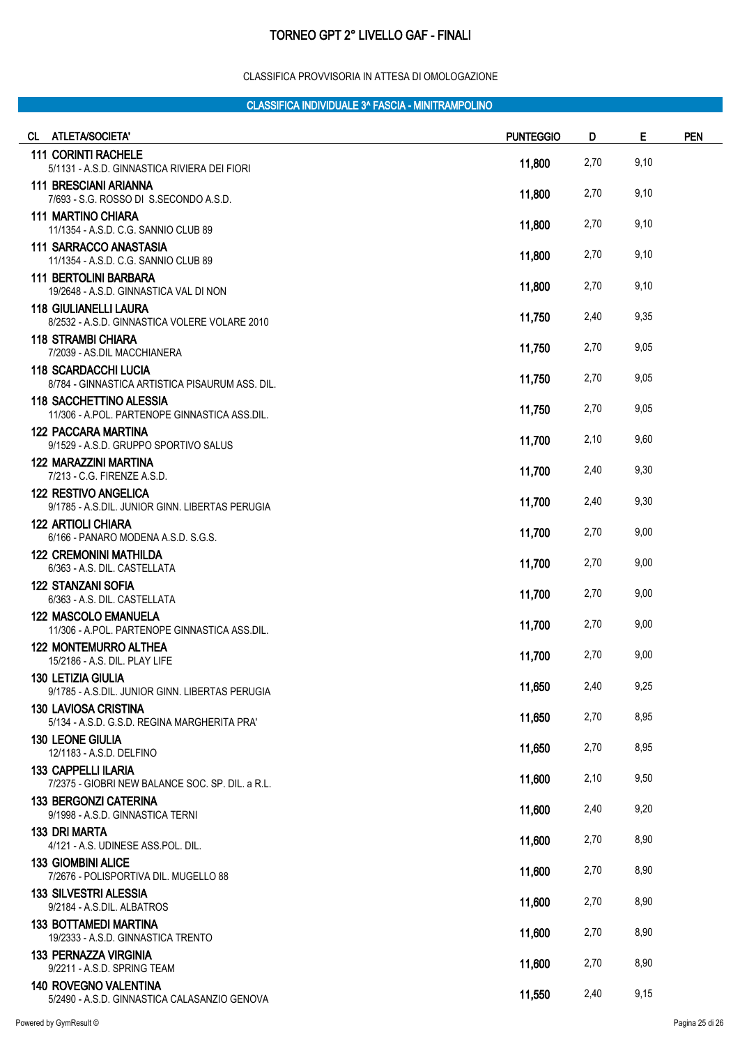# TORNEO GPT 2° LIVELLO GAF - FINALI

CLASSIFICA PROVVISORIA IN ATTESA DI OMOLOGAZIONE

## CLASSIFICA INDIVIDUALE 3^ FASCIA - MINITRAMPOLINO

| CL | ATLETA/SOCIETA' | PUNTEGGIO | D | E | PEN |
|---|---|---|---|---|---|
| 111 | CORINTI RACHELE<br>5/1131 - A.S.D. GINNASTICA RIVIERA DEI FIORI | 11,800 | 2,70 | 9,10 | |
| 111 | BRESCIANI ARIANNA<br>7/693 - S.G. ROSSO DI S.SECONDO A.S.D. | 11,800 | 2,70 | 9,10 | |
| 111 | MARTINO CHIARA<br>11/1354 - A.S.D. C.G. SANNIO CLUB 89 | 11,800 | 2,70 | 9,10 | |
| 111 | SARRACCO ANASTASIA<br>11/1354 - A.S.D. C.G. SANNIO CLUB 89 | 11,800 | 2,70 | 9,10 | |
| 111 | BERTOLINI BARBARA<br>19/2648 - A.S.D. GINNASTICA VAL DI NON | 11,800 | 2,70 | 9,10 | |
| 118 | GIULIANELLI LAURA<br>8/2532 - A.S.D. GINNASTICA VOLERE VOLARE 2010 | 11,750 | 2,40 | 9,35 | |
| 118 | STRAMBI CHIARA<br>7/2039 - AS.DIL MACCHIANERA | 11,750 | 2,70 | 9,05 | |
| 118 | SCARDACCHI LUCIA<br>8/784 - GINNASTICA ARTISTICA PISAURUM ASS. DIL. | 11,750 | 2,70 | 9,05 | |
| 118 | SACCHETTINO ALESSIA<br>11/306 - A.POL. PARTENOPE GINNASTICA ASS.DIL. | 11,750 | 2,70 | 9,05 | |
| 122 | PACCARA MARTINA<br>9/1529 - A.S.D. GRUPPO SPORTIVO SALUS | 11,700 | 2,10 | 9,60 | |
| 122 | MARAZZINI MARTINA<br>7/213 - C.G. FIRENZE A.S.D. | 11,700 | 2,40 | 9,30 | |
| 122 | RESTIVO ANGELICA<br>9/1785 - A.S.DIL. JUNIOR GINN. LIBERTAS PERUGIA | 11,700 | 2,40 | 9,30 | |
| 122 | ARTIOLI CHIARA<br>6/166 - PANARO MODENA A.S.D. S.G.S. | 11,700 | 2,70 | 9,00 | |
| 122 | CREMONINI MATHILDA<br>6/363 - A.S. DIL. CASTELLATA | 11,700 | 2,70 | 9,00 | |
| 122 | STANZANI SOFIA<br>6/363 - A.S. DIL. CASTELLATA | 11,700 | 2,70 | 9,00 | |
| 122 | MASCOLO EMANUELA<br>11/306 - A.POL. PARTENOPE GINNASTICA ASS.DIL. | 11,700 | 2,70 | 9,00 | |
| 122 | MONTEMURRO ALTHEA<br>15/2186 - A.S. DIL. PLAY LIFE | 11,700 | 2,70 | 9,00 | |
| 130 | LETIZIA GIULIA<br>9/1785 - A.S.DIL. JUNIOR GINN. LIBERTAS PERUGIA | 11,650 | 2,40 | 9,25 | |
| 130 | LAVIOSA CRISTINA<br>5/134 - A.S.D. G.S.D. REGINA MARGHERITA PRA' | 11,650 | 2,70 | 8,95 | |
| 130 | LEONE GIULIA<br>12/1183 - A.S.D. DELFINO | 11,650 | 2,70 | 8,95 | |
| 133 | CAPPELLI ILARIA<br>7/2375 - GIOBRI NEW BALANCE SOC. SP. DIL. a R.L. | 11,600 | 2,10 | 9,50 | |
| 133 | BERGONZI CATERINA<br>9/1998 - A.S.D. GINNASTICA TERNI | 11,600 | 2,40 | 9,20 | |
| 133 | DRI MARTA<br>4/121 - A.S. UDINESE ASS.POL. DIL. | 11,600 | 2,70 | 8,90 | |
| 133 | GIOMBINI ALICE<br>7/2676 - POLISPORTIVA DIL. MUGELLO 88 | 11,600 | 2,70 | 8,90 | |
| 133 | SILVESTRI ALESSIA<br>9/2184 - A.S.DIL. ALBATROS | 11,600 | 2,70 | 8,90 | |
| 133 | BOTTAMEDI MARTINA<br>19/2333 - A.S.D. GINNASTICA TRENTO | 11,600 | 2,70 | 8,90 | |
| 133 | PERNAZZA VIRGINIA<br>9/2211 - A.S.D. SPRING TEAM | 11,600 | 2,70 | 8,90 | |
| 140 | ROVEGNO VALENTINA<br>5/2490 - A.S.D. GINNASTICA CALASANZIO GENOVA | 11,550 | 2,40 | 9,15 | |

Powered by GymResult ©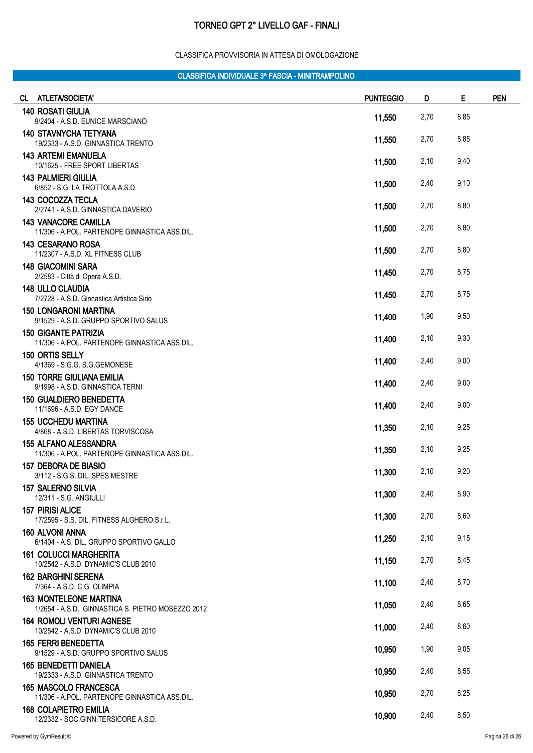# TORNEO GPT 2° LIVELLO GAF - FINALI

CLASSIFICA PROVVISORIA IN ATTESA DI OMOLOGAZIONE

## CLASSIFICA INDIVIDUALE 3^ FASCIA - MINITRAMPOLINO

| CL | ATLETA/SOCIETA' | PUNTEGGIO | D | E | PEN |
|---|---|---|---|---|---|
| 140 | ROSATI GIULIA<br>9/2404 - A.S.D. EUNICE MARSCIANO | 11,550 | 2,70 | 8,85 | |
| 140 | STAVNYCHA TETYANA<br>19/2333 - A.S.D. GINNASTICA TRENTO | 11,550 | 2,70 | 8,85 | |
| 143 | ARTEMI EMANUELA<br>10/1625 - FREE SPORT LIBERTAS | 11,500 | 2,10 | 9,40 | |
| 143 | PALMIERI GIULIA<br>6/852 - S.G. LA TROTTOLA A.S.D. | 11,500 | 2,40 | 9,10 | |
| 143 | COCOZZA TECLA<br>2/2741 - A.S.D. GINNASTICA DAVERIO | 11,500 | 2,70 | 8,80 | |
| 143 | VANACORE CAMILLA<br>11/306 - A.POL. PARTENOPE GINNASTICA ASS.DIL. | 11,500 | 2,70 | 8,80 | |
| 143 | CESARANO ROSA<br>11/2307 - A.S.D. XL FITNESS CLUB | 11,500 | 2,70 | 8,80 | |
| 148 | GIACOMINI SARA<br>2/2583 - Città di Opera A.S.D. | 11,450 | 2,70 | 8,75 | |
| 148 | ULLO CLAUDIA<br>7/2728 - A.S.D. Ginnastica Artistica Sirio | 11,450 | 2,70 | 8,75 | |
| 150 | LONGARONI MARTINA<br>9/1529 - A.S.D. GRUPPO SPORTIVO SALUS | 11,400 | 1,90 | 9,50 | |
| 150 | GIGANTE PATRIZIA<br>11/306 - A.POL. PARTENOPE GINNASTICA ASS.DIL. | 11,400 | 2,10 | 9,30 | |
| 150 | ORTIS SELLY<br>4/1369 - S.G.G. S.G.GEMONESE | 11,400 | 2,40 | 9,00 | |
| 150 | TORRE GIULIANA EMILIA<br>9/1998 - A.S.D. GINNASTICA TERNI | 11,400 | 2,40 | 9,00 | |
| 150 | GUALDIERO BENEDETTA<br>11/1696 - A.S.D. EGY DANCE | 11,400 | 2,40 | 9,00 | |
| 155 | UCCHEDU MARTINA<br>4/868 - A.S.D. LIBERTAS TORVISCOSA | 11,350 | 2,10 | 9,25 | |
| 155 | ALFANO ALESSANDRA<br>11/306 - A.POL. PARTENOPE GINNASTICA ASS.DIL. | 11,350 | 2,10 | 9,25 | |
| 157 | DEBORA DE BIASIO<br>3/112 - S.G.S. DIL. SPES MESTRE | 11,300 | 2,10 | 9,20 | |
| 157 | SALERNO SILVIA<br>12/311 - S.G. ANGIULLI | 11,300 | 2,40 | 8,90 | |
| 157 | PIRISI ALICE<br>17/2595 - S.S. DIL. FITNESS ALGHERO S.r.L. | 11,300 | 2,70 | 8,60 | |
| 160 | ALVONI ANNA<br>6/1404 - A.S. DIL. GRUPPO SPORTIVO GALLO | 11,250 | 2,10 | 9,15 | |
| 161 | COLUCCI MARGHERITA<br>10/2542 - A.S.D. DYNAMIC'S CLUB 2010 | 11,150 | 2,70 | 8,45 | |
| 162 | BARGHINI SERENA<br>7/364 - A.S.D. C.G. OLIMPIA | 11,100 | 2,40 | 8,70 | |
| 163 | MONTELEONE MARTINA<br>1/2654 - A.S.D. GINNASTICA S. PIETRO MOSEZZO 2012 | 11,050 | 2,40 | 8,65 | |
| 164 | ROMOLI VENTURI AGNESE<br>10/2542 - A.S.D. DYNAMIC'S CLUB 2010 | 11,000 | 2,40 | 8,60 | |
| 165 | FERRI BENEDETTA<br>9/1529 - A.S.D. GRUPPO SPORTIVO SALUS | 10,950 | 1,90 | 9,05 | |
| 165 | BENEDETTI DANIELA<br>19/2333 - A.S.D. GINNASTICA TRENTO | 10,950 | 2,40 | 8,55 | |
| 165 | MASCOLO FRANCESCA<br>11/306 - A.POL. PARTENOPE GINNASTICA ASS.DIL. | 10,950 | 2,70 | 8,25 | |
| 168 | COLAPIETRO EMILIA<br>12/2332 - SOC.GINN.TERSICORE A.S.D. | 10,900 | 2,40 | 8,50 | |

Powered by GymResult ©